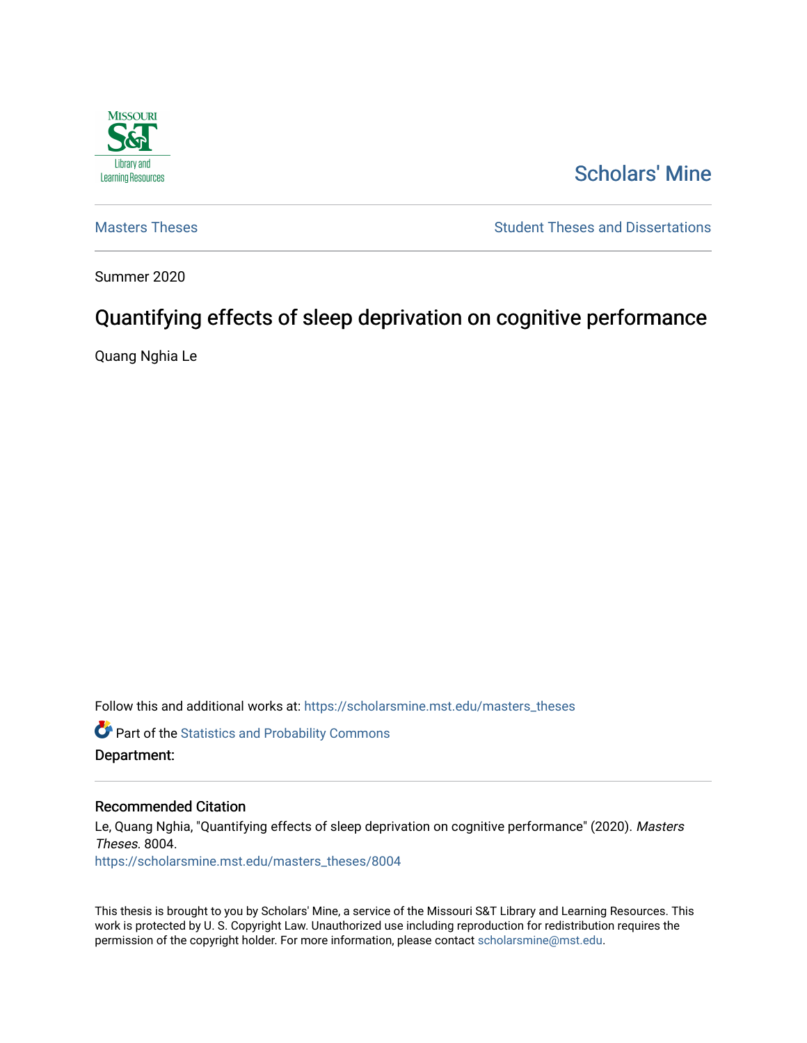Missouri S&T Library and Learning Resources

Scholars' Mine

Masters Theses | Student Theses and Dissertations

Summer 2020

# Quantifying effects of sleep deprivation on cognitive performance

Quang Nghia Le

Follow this and additional works at: https://scholarsmine.mst.edu/masters_theses

Part of the Statistics and Probability Commons

**Department:**

## Recommended Citation

Le, Quang Nghia, "Quantifying effects of sleep deprivation on cognitive performance" (2020). *Masters Theses*. 8004.
https://scholarsmine.mst.edu/masters_theses/8004

This thesis is brought to you by Scholars' Mine, a service of the Missouri S&T Library and Learning Resources. This work is protected by U. S. Copyright Law. Unauthorized use including reproduction for redistribution requires the permission of the copyright holder. For more information, please contact scholarsmine@mst.edu.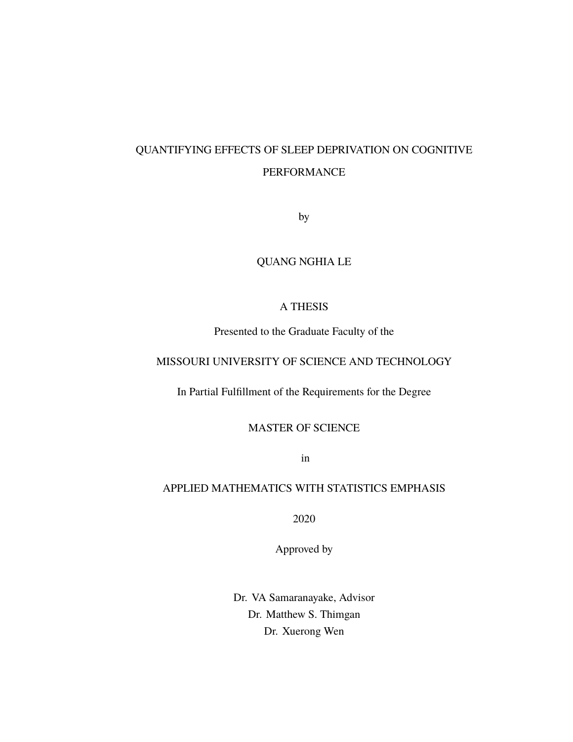# QUANTIFYING EFFECTS OF SLEEP DEPRIVATION ON COGNITIVE PERFORMANCE

by

QUANG NGHIA LE

A THESIS

Presented to the Graduate Faculty of the

MISSOURI UNIVERSITY OF SCIENCE AND TECHNOLOGY

In Partial Fulfillment of the Requirements for the Degree

MASTER OF SCIENCE

in

APPLIED MATHEMATICS WITH STATISTICS EMPHASIS

2020

Approved by

Dr. VA Samaranayake, Advisor
Dr. Matthew S. Thimgan
Dr. Xuerong Wen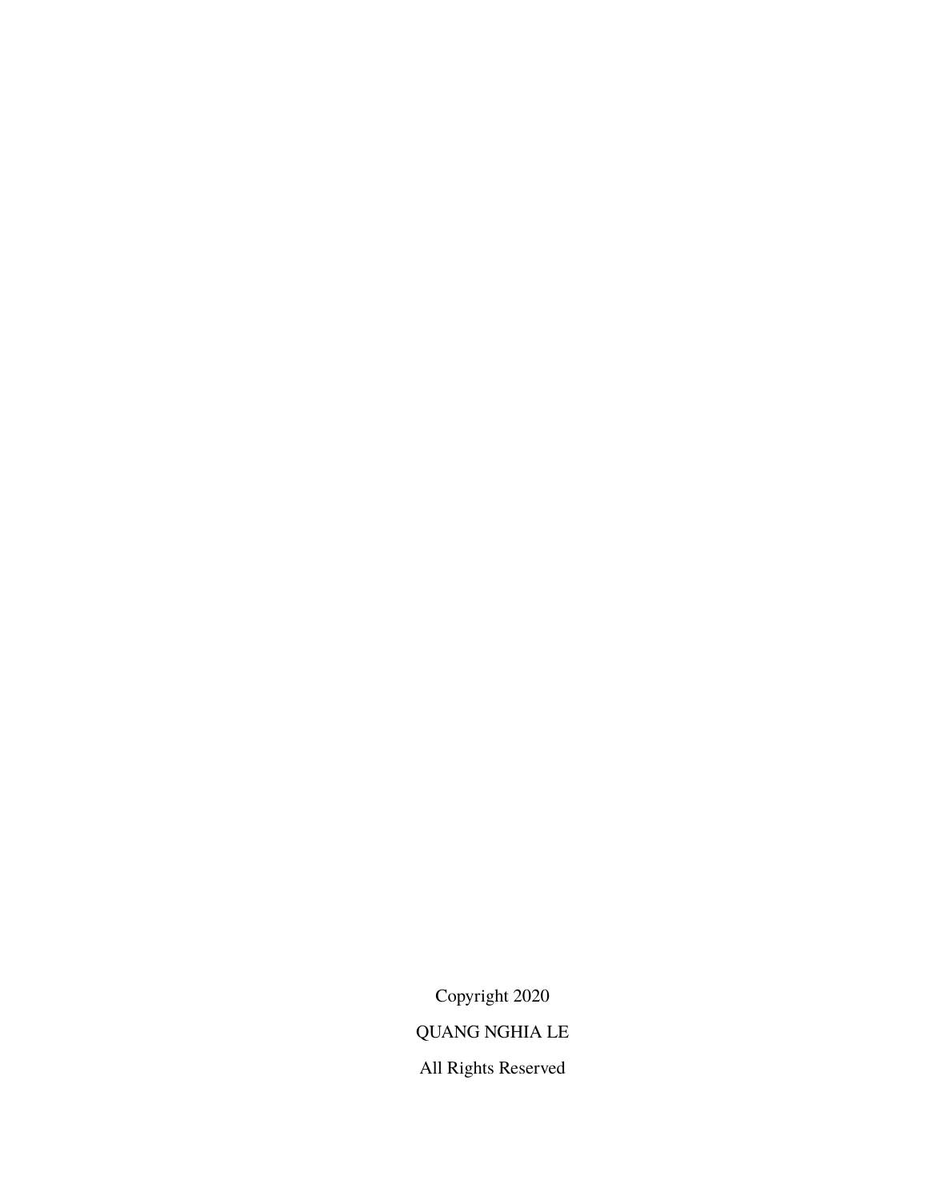Copyright 2020

QUANG NGHIA LE

All Rights Reserved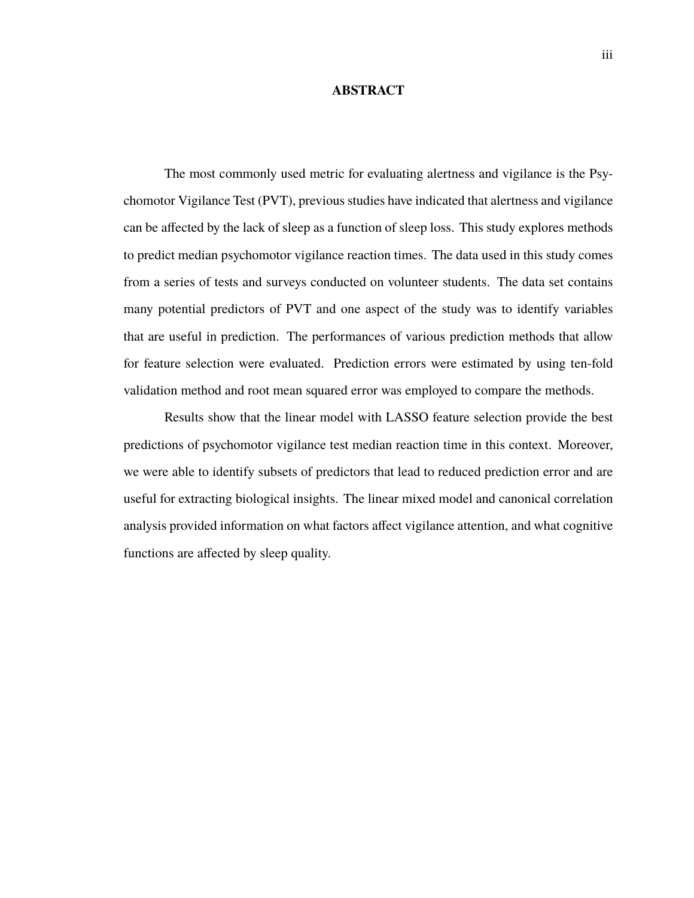# ABSTRACT

The most commonly used metric for evaluating alertness and vigilance is the Psychomotor Vigilance Test (PVT), previous studies have indicated that alertness and vigilance can be affected by the lack of sleep as a function of sleep loss. This study explores methods to predict median psychomotor vigilance reaction times. The data used in this study comes from a series of tests and surveys conducted on volunteer students. The data set contains many potential predictors of PVT and one aspect of the study was to identify variables that are useful in prediction. The performances of various prediction methods that allow for feature selection were evaluated. Prediction errors were estimated by using ten-fold validation method and root mean squared error was employed to compare the methods.

Results show that the linear model with LASSO feature selection provide the best predictions of psychomotor vigilance test median reaction time in this context. Moreover, we were able to identify subsets of predictors that lead to reduced prediction error and are useful for extracting biological insights. The linear mixed model and canonical correlation analysis provided information on what factors affect vigilance attention, and what cognitive functions are affected by sleep quality.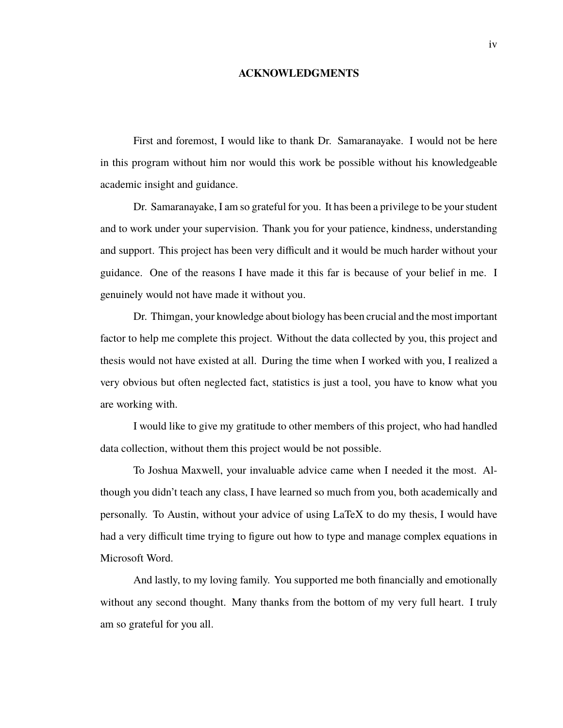# ACKNOWLEDGMENTS

First and foremost, I would like to thank Dr. Samaranayake. I would not be here in this program without him nor would this work be possible without his knowledgeable academic insight and guidance.

Dr. Samaranayake, I am so grateful for you. It has been a privilege to be your student and to work under your supervision. Thank you for your patience, kindness, understanding and support. This project has been very difficult and it would be much harder without your guidance. One of the reasons I have made it this far is because of your belief in me. I genuinely would not have made it without you.

Dr. Thimgan, your knowledge about biology has been crucial and the most important factor to help me complete this project. Without the data collected by you, this project and thesis would not have existed at all. During the time when I worked with you, I realized a very obvious but often neglected fact, statistics is just a tool, you have to know what you are working with.

I would like to give my gratitude to other members of this project, who had handled data collection, without them this project would be not possible.

To Joshua Maxwell, your invaluable advice came when I needed it the most. Although you didn't teach any class, I have learned so much from you, both academically and personally. To Austin, without your advice of using LaTeX to do my thesis, I would have had a very difficult time trying to figure out how to type and manage complex equations in Microsoft Word.

And lastly, to my loving family. You supported me both financially and emotionally without any second thought. Many thanks from the bottom of my very full heart. I truly am so grateful for you all.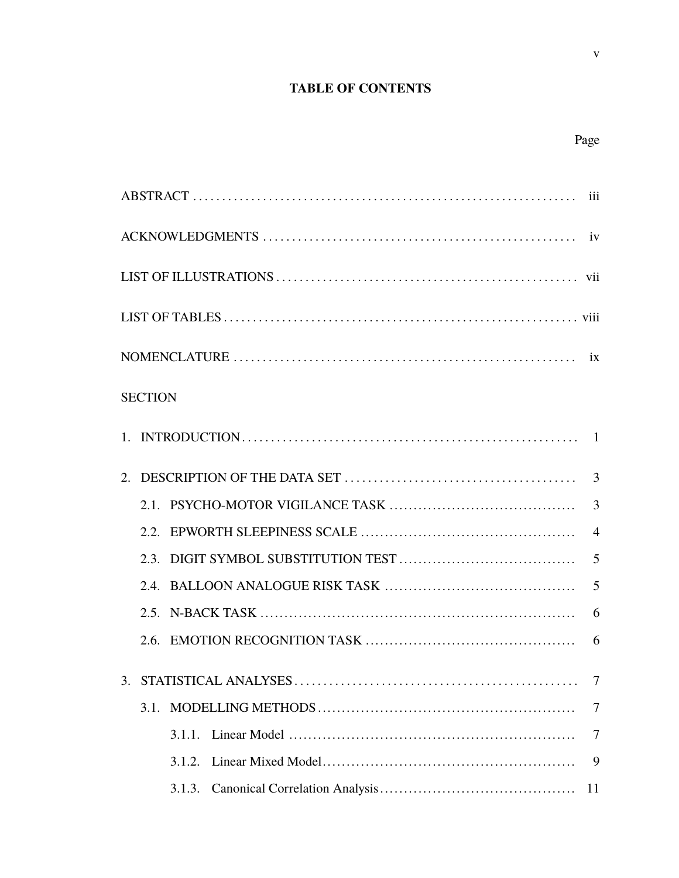# TABLE OF CONTENTS

| | Page |
|---|---|
| ABSTRACT | iii |
| ACKNOWLEDGMENTS | iv |
| LIST OF ILLUSTRATIONS | vii |
| LIST OF TABLES | viii |
| NOMENCLATURE | ix |
| SECTION | |
| 1. INTRODUCTION | 1 |
| 2. DESCRIPTION OF THE DATA SET | 3 |
| 2.1. PSYCHO-MOTOR VIGILANCE TASK | 3 |
| 2.2. EPWORTH SLEEPINESS SCALE | 4 |
| 2.3. DIGIT SYMBOL SUBSTITUTION TEST | 5 |
| 2.4. BALLOON ANALOGUE RISK TASK | 5 |
| 2.5. N-BACK TASK | 6 |
| 2.6. EMOTION RECOGNITION TASK | 6 |
| 3. STATISTICAL ANALYSES | 7 |
| 3.1. MODELLING METHODS | 7 |
| 3.1.1. Linear Model | 7 |
| 3.1.2. Linear Mixed Model | 9 |
| 3.1.3. Canonical Correlation Analysis | 11 |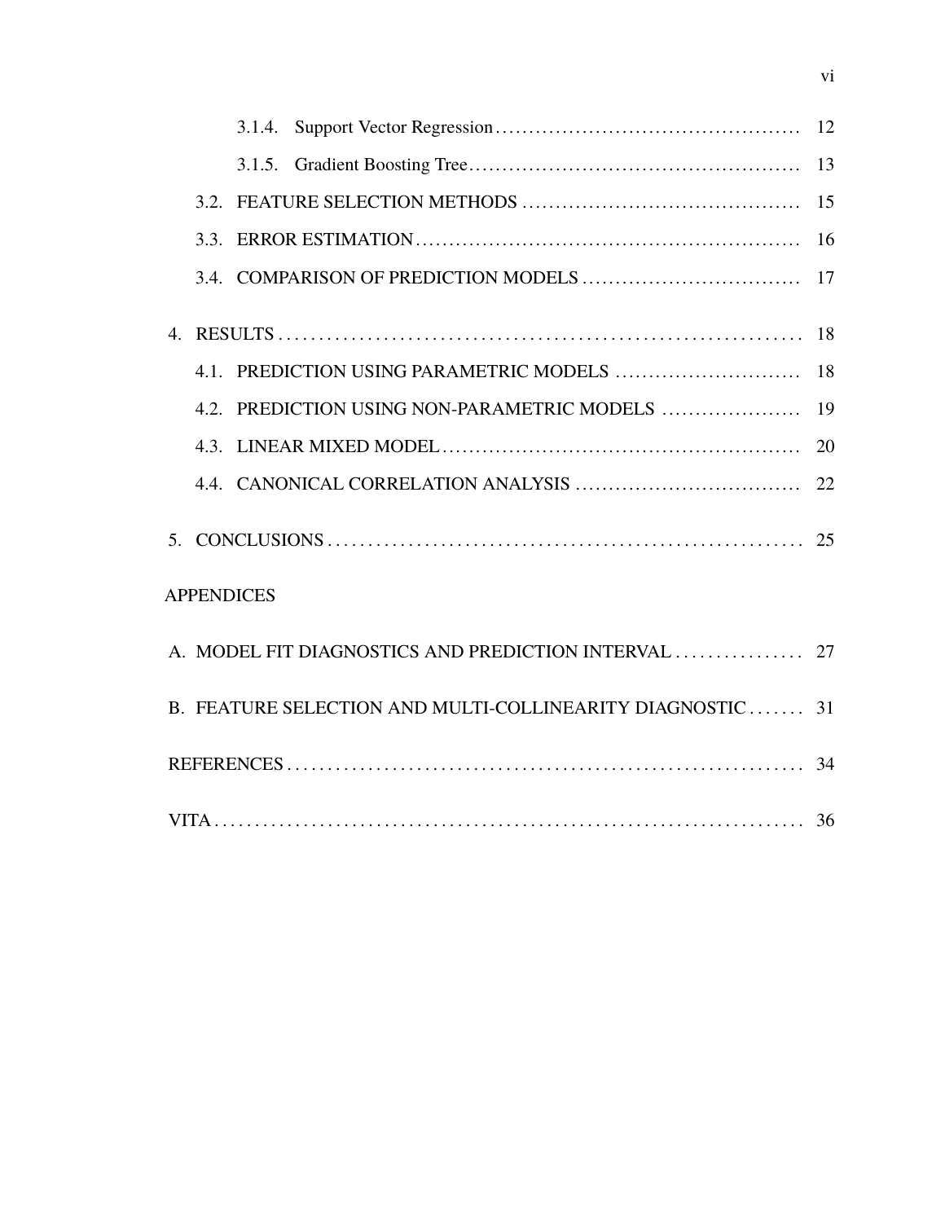3.1.4. Support Vector Regression .......... 12

3.1.5. Gradient Boosting Tree .......... 13

3.2. FEATURE SELECTION METHODS .......... 15

3.3. ERROR ESTIMATION .......... 16

3.4. COMPARISON OF PREDICTION MODELS .......... 17

4. RESULTS .......... 18

4.1. PREDICTION USING PARAMETRIC MODELS .......... 18

4.2. PREDICTION USING NON-PARAMETRIC MODELS .......... 19

4.3. LINEAR MIXED MODEL .......... 20

4.4. CANONICAL CORRELATION ANALYSIS .......... 22

5. CONCLUSIONS .......... 25

APPENDICES

A. MODEL FIT DIAGNOSTICS AND PREDICTION INTERVAL .......... 27

B. FEATURE SELECTION AND MULTI-COLLINEARITY DIAGNOSTIC .......... 31

REFERENCES .......... 34

VITA .......... 36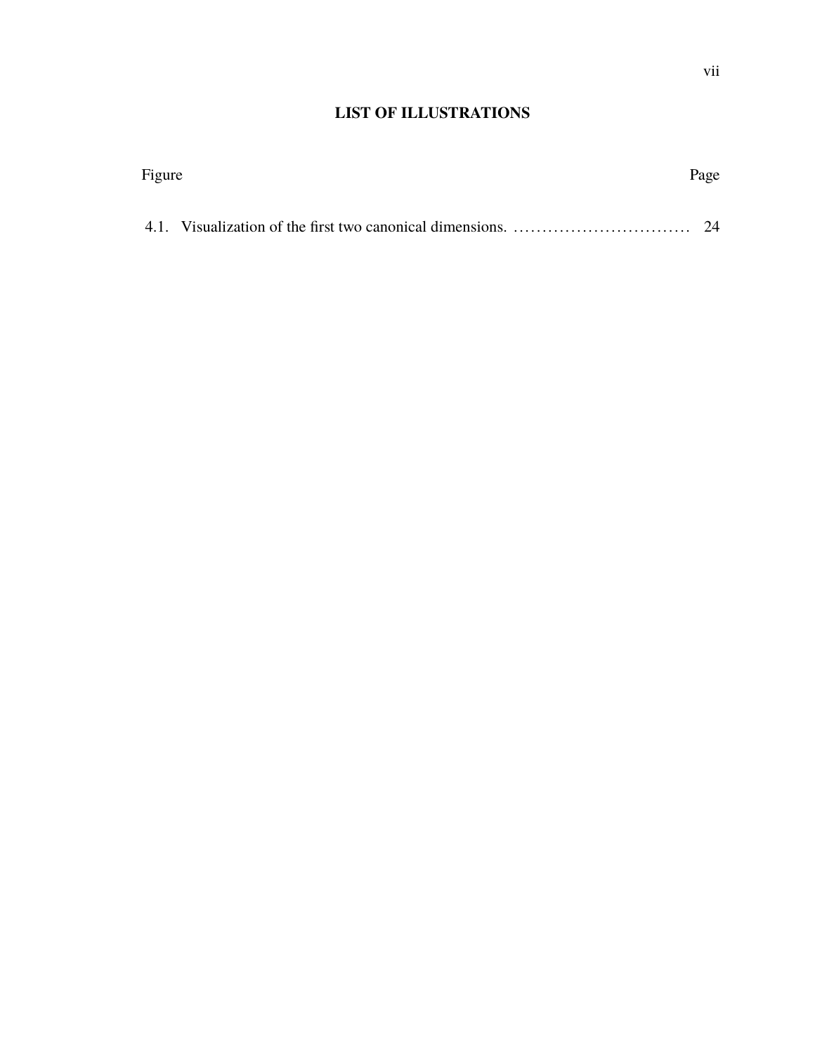## LIST OF ILLUSTRATIONS

| Figure | | Page |
|---|---|---|
| 4.1. | Visualization of the first two canonical dimensions. | 24 |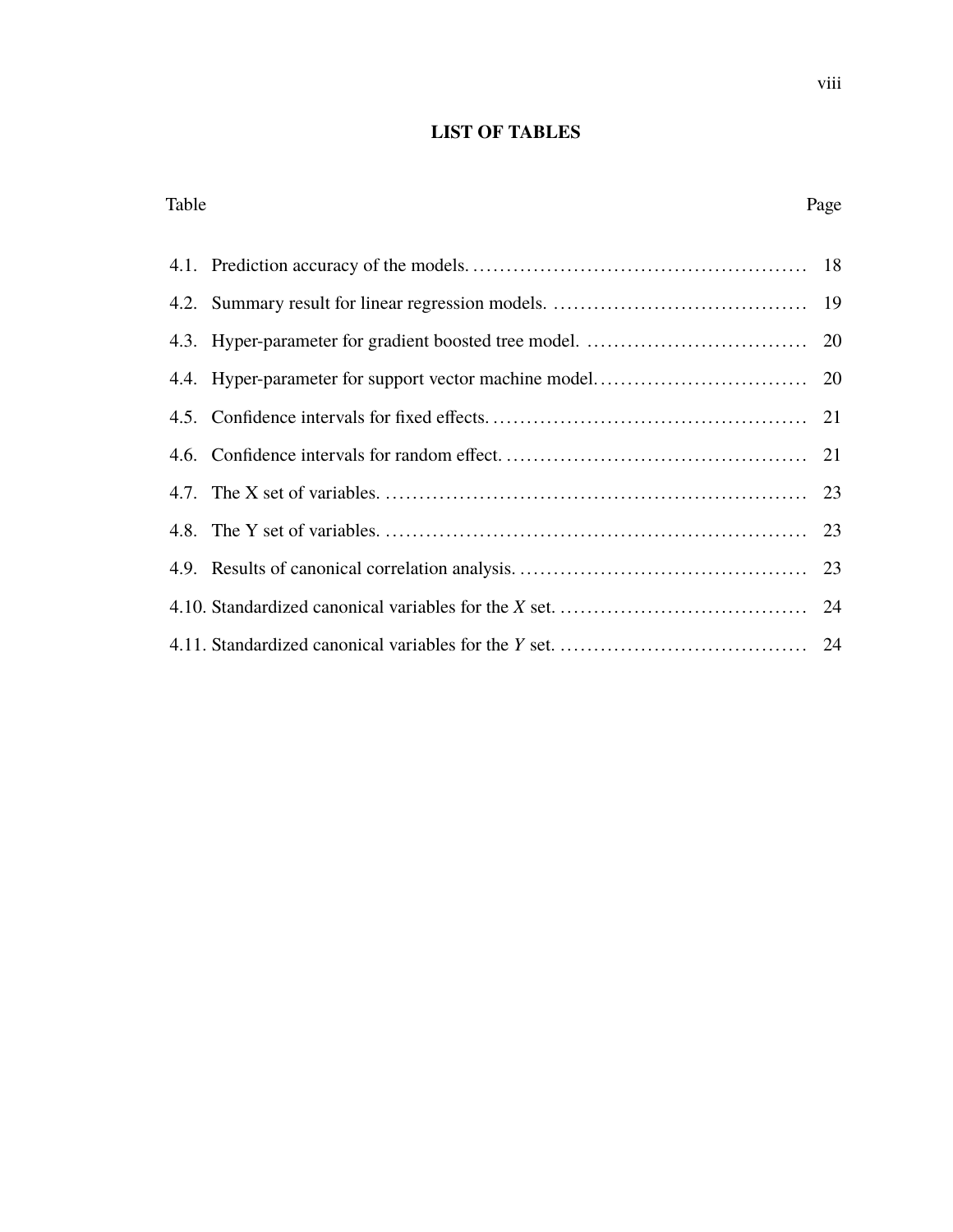# LIST OF TABLES

| Table | | Page |
|---|---|---|
| 4.1. | Prediction accuracy of the models. | 18 |
| 4.2. | Summary result for linear regression models. | 19 |
| 4.3. | Hyper-parameter for gradient boosted tree model. | 20 |
| 4.4. | Hyper-parameter for support vector machine model. | 20 |
| 4.5. | Confidence intervals for fixed effects. | 21 |
| 4.6. | Confidence intervals for random effect. | 21 |
| 4.7. | The X set of variables. | 23 |
| 4.8. | The Y set of variables. | 23 |
| 4.9. | Results of canonical correlation analysis. | 23 |
| 4.10. | Standardized canonical variables for the $X$ set. | 24 |
| 4.11. | Standardized canonical variables for the $Y$ set. | 24 |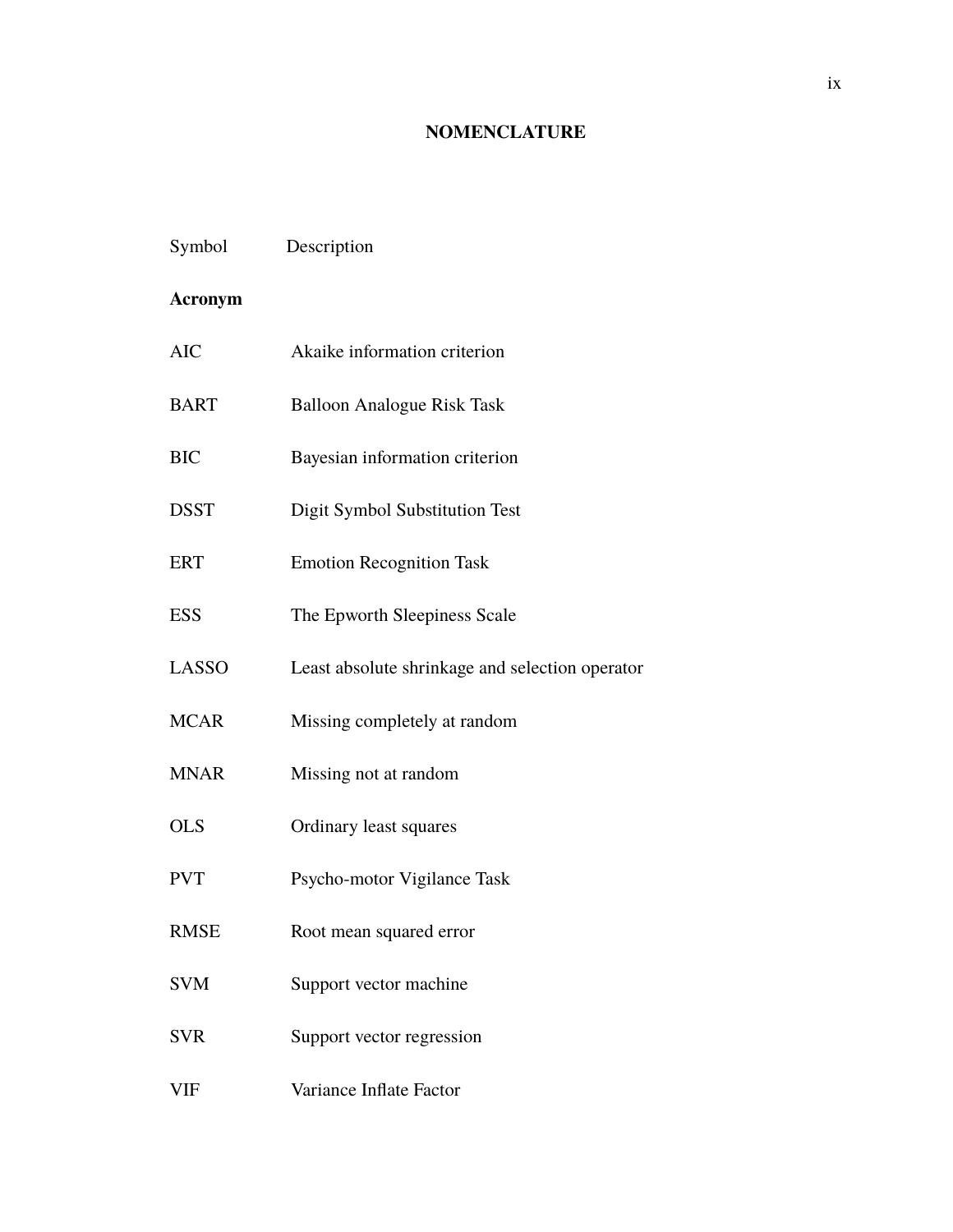# NOMENCLATURE

| Symbol | Description |
|---|---|
| **Acronym** | |
| AIC | Akaike information criterion |
| BART | Balloon Analogue Risk Task |
| BIC | Bayesian information criterion |
| DSST | Digit Symbol Substitution Test |
| ERT | Emotion Recognition Task |
| ESS | The Epworth Sleepiness Scale |
| LASSO | Least absolute shrinkage and selection operator |
| MCAR | Missing completely at random |
| MNAR | Missing not at random |
| OLS | Ordinary least squares |
| PVT | Psycho-motor Vigilance Task |
| RMSE | Root mean squared error |
| SVM | Support vector machine |
| SVR | Support vector regression |
| VIF | Variance Inflate Factor |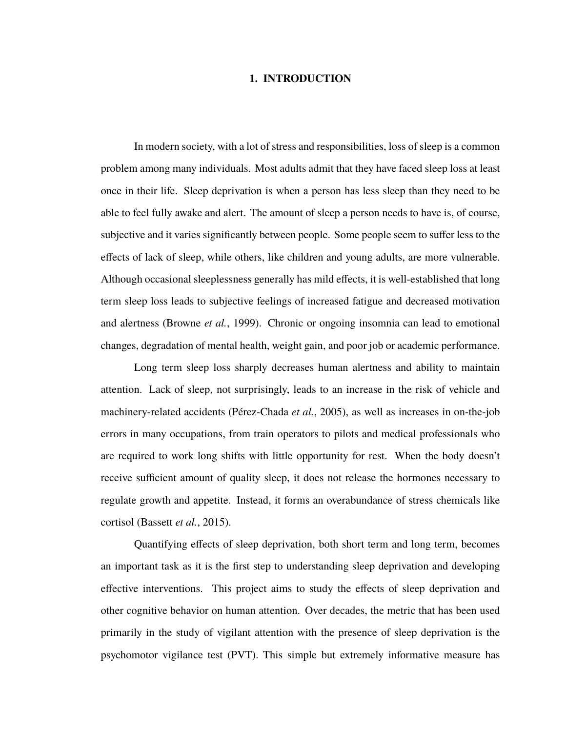# 1. INTRODUCTION

In modern society, with a lot of stress and responsibilities, loss of sleep is a common problem among many individuals. Most adults admit that they have faced sleep loss at least once in their life. Sleep deprivation is when a person has less sleep than they need to be able to feel fully awake and alert. The amount of sleep a person needs to have is, of course, subjective and it varies significantly between people. Some people seem to suffer less to the effects of lack of sleep, while others, like children and young adults, are more vulnerable. Although occasional sleeplessness generally has mild effects, it is well-established that long term sleep loss leads to subjective feelings of increased fatigue and decreased motivation and alertness (Browne *et al.*, 1999). Chronic or ongoing insomnia can lead to emotional changes, degradation of mental health, weight gain, and poor job or academic performance.

Long term sleep loss sharply decreases human alertness and ability to maintain attention. Lack of sleep, not surprisingly, leads to an increase in the risk of vehicle and machinery-related accidents (Pérez-Chada *et al.*, 2005), as well as increases in on-the-job errors in many occupations, from train operators to pilots and medical professionals who are required to work long shifts with little opportunity for rest. When the body doesn't receive sufficient amount of quality sleep, it does not release the hormones necessary to regulate growth and appetite. Instead, it forms an overabundance of stress chemicals like cortisol (Bassett *et al.*, 2015).

Quantifying effects of sleep deprivation, both short term and long term, becomes an important task as it is the first step to understanding sleep deprivation and developing effective interventions. This project aims to study the effects of sleep deprivation and other cognitive behavior on human attention. Over decades, the metric that has been used primarily in the study of vigilant attention with the presence of sleep deprivation is the psychomotor vigilance test (PVT). This simple but extremely informative measure has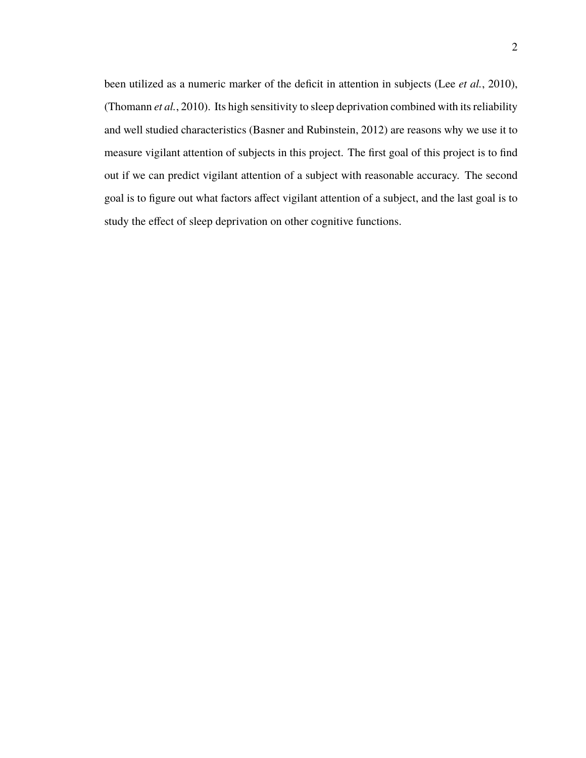been utilized as a numeric marker of the deficit in attention in subjects (Lee *et al.*, 2010), (Thomann *et al.*, 2010). Its high sensitivity to sleep deprivation combined with its reliability and well studied characteristics (Basner and Rubinstein, 2012) are reasons why we use it to measure vigilant attention of subjects in this project. The first goal of this project is to find out if we can predict vigilant attention of a subject with reasonable accuracy. The second goal is to figure out what factors affect vigilant attention of a subject, and the last goal is to study the effect of sleep deprivation on other cognitive functions.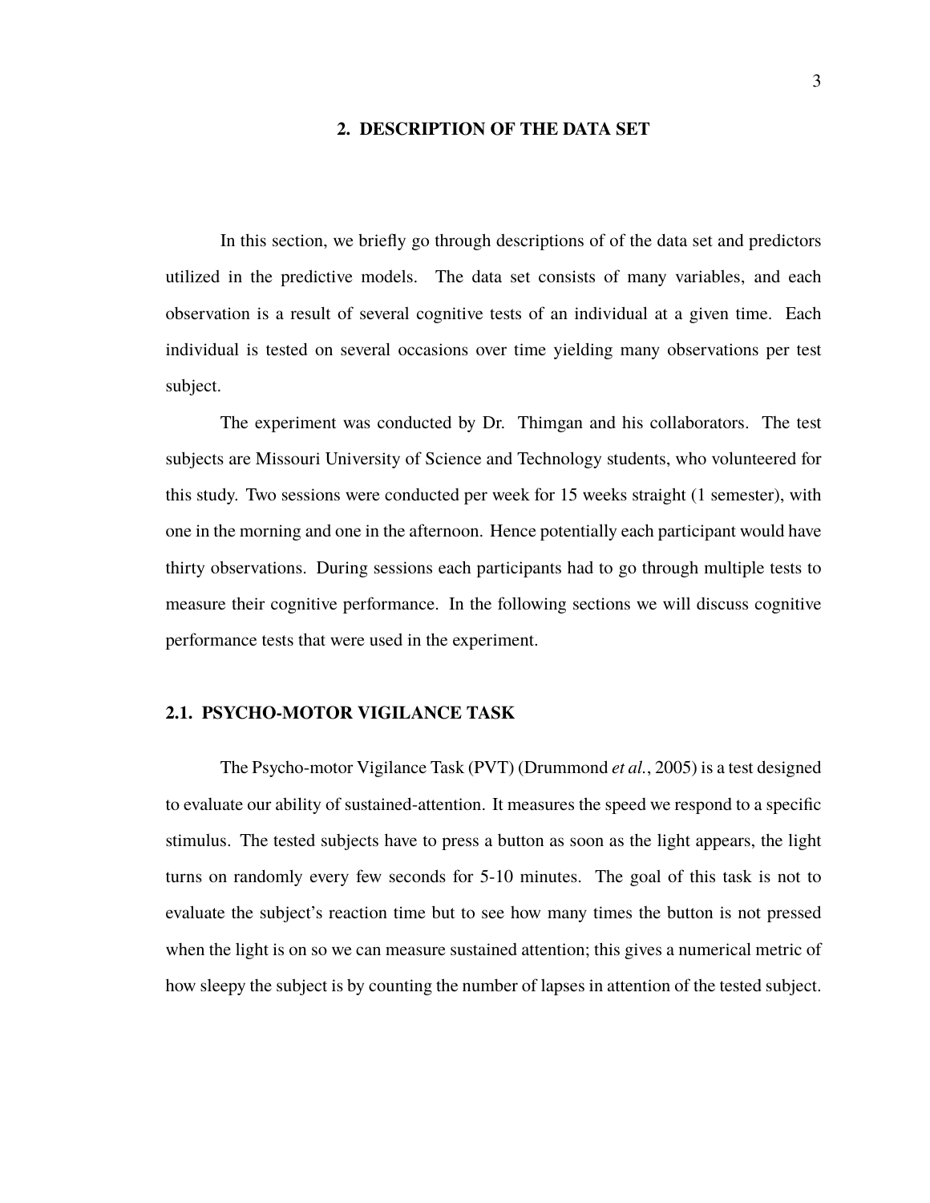## 2. DESCRIPTION OF THE DATA SET

In this section, we briefly go through descriptions of of the data set and predictors utilized in the predictive models. The data set consists of many variables, and each observation is a result of several cognitive tests of an individual at a given time. Each individual is tested on several occasions over time yielding many observations per test subject.

The experiment was conducted by Dr. Thimgan and his collaborators. The test subjects are Missouri University of Science and Technology students, who volunteered for this study. Two sessions were conducted per week for 15 weeks straight (1 semester), with one in the morning and one in the afternoon. Hence potentially each participant would have thirty observations. During sessions each participants had to go through multiple tests to measure their cognitive performance. In the following sections we will discuss cognitive performance tests that were used in the experiment.

### 2.1. PSYCHO-MOTOR VIGILANCE TASK

The Psycho-motor Vigilance Task (PVT) (Drummond *et al.*, 2005) is a test designed to evaluate our ability of sustained-attention. It measures the speed we respond to a specific stimulus. The tested subjects have to press a button as soon as the light appears, the light turns on randomly every few seconds for 5-10 minutes. The goal of this task is not to evaluate the subject's reaction time but to see how many times the button is not pressed when the light is on so we can measure sustained attention; this gives a numerical metric of how sleepy the subject is by counting the number of lapses in attention of the tested subject.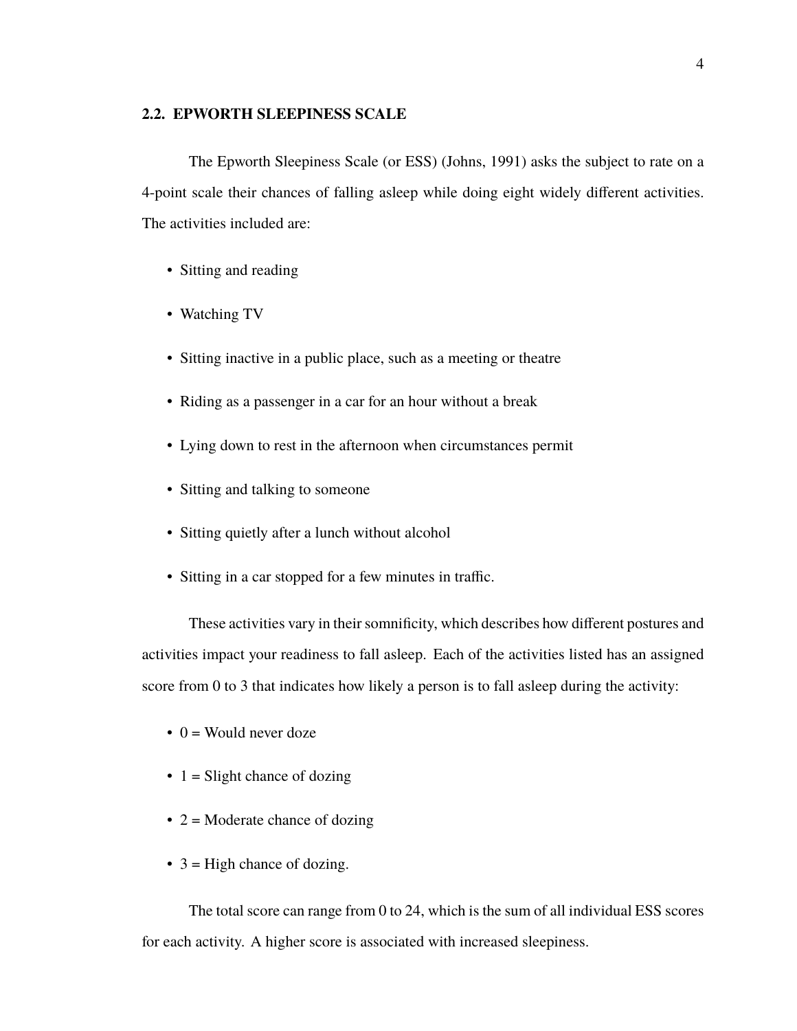## 2.2. EPWORTH SLEEPINESS SCALE

The Epworth Sleepiness Scale (or ESS) (Johns, 1991) asks the subject to rate on a 4-point scale their chances of falling asleep while doing eight widely different activities. The activities included are:

- Sitting and reading
- Watching TV
- Sitting inactive in a public place, such as a meeting or theatre
- Riding as a passenger in a car for an hour without a break
- Lying down to rest in the afternoon when circumstances permit
- Sitting and talking to someone
- Sitting quietly after a lunch without alcohol
- Sitting in a car stopped for a few minutes in traffic.

These activities vary in their somnificity, which describes how different postures and activities impact your readiness to fall asleep. Each of the activities listed has an assigned score from 0 to 3 that indicates how likely a person is to fall asleep during the activity:

- 0 = Would never doze
- 1 = Slight chance of dozing
- 2 = Moderate chance of dozing
- 3 = High chance of dozing.

The total score can range from 0 to 24, which is the sum of all individual ESS scores for each activity. A higher score is associated with increased sleepiness.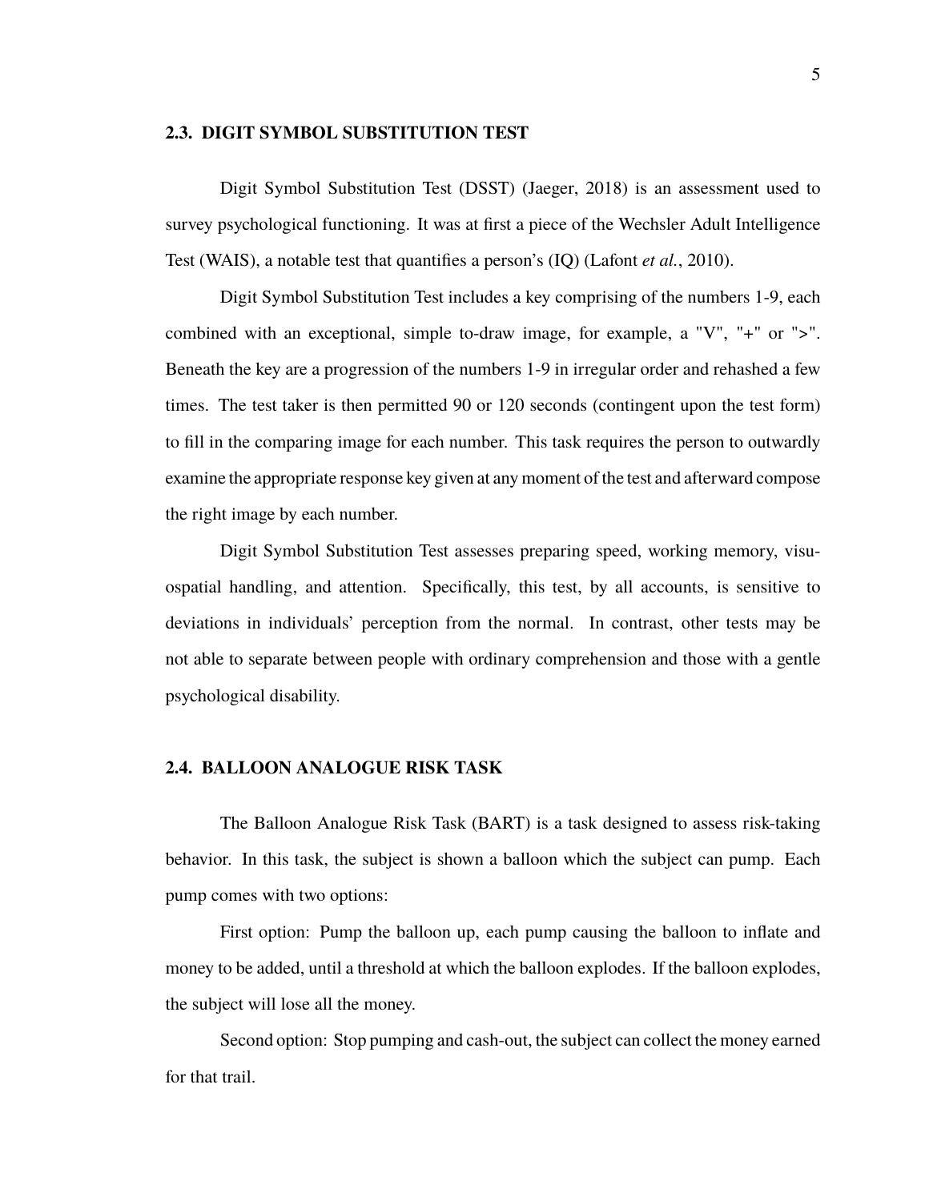### 2.3. DIGIT SYMBOL SUBSTITUTION TEST

Digit Symbol Substitution Test (DSST) (Jaeger, 2018) is an assessment used to survey psychological functioning. It was at first a piece of the Wechsler Adult Intelligence Test (WAIS), a notable test that quantifies a person's (IQ) (Lafont *et al.*, 2010).

Digit Symbol Substitution Test includes a key comprising of the numbers 1-9, each combined with an exceptional, simple to-draw image, for example, a "V", "+" or ">". Beneath the key are a progression of the numbers 1-9 in irregular order and rehashed a few times. The test taker is then permitted 90 or 120 seconds (contingent upon the test form) to fill in the comparing image for each number. This task requires the person to outwardly examine the appropriate response key given at any moment of the test and afterward compose the right image by each number.

Digit Symbol Substitution Test assesses preparing speed, working memory, visuospatial handling, and attention. Specifically, this test, by all accounts, is sensitive to deviations in individuals' perception from the normal. In contrast, other tests may be not able to separate between people with ordinary comprehension and those with a gentle psychological disability.

### 2.4. BALLOON ANALOGUE RISK TASK

The Balloon Analogue Risk Task (BART) is a task designed to assess risk-taking behavior. In this task, the subject is shown a balloon which the subject can pump. Each pump comes with two options:

First option: Pump the balloon up, each pump causing the balloon to inflate and money to be added, until a threshold at which the balloon explodes. If the balloon explodes, the subject will lose all the money.

Second option: Stop pumping and cash-out, the subject can collect the money earned for that trail.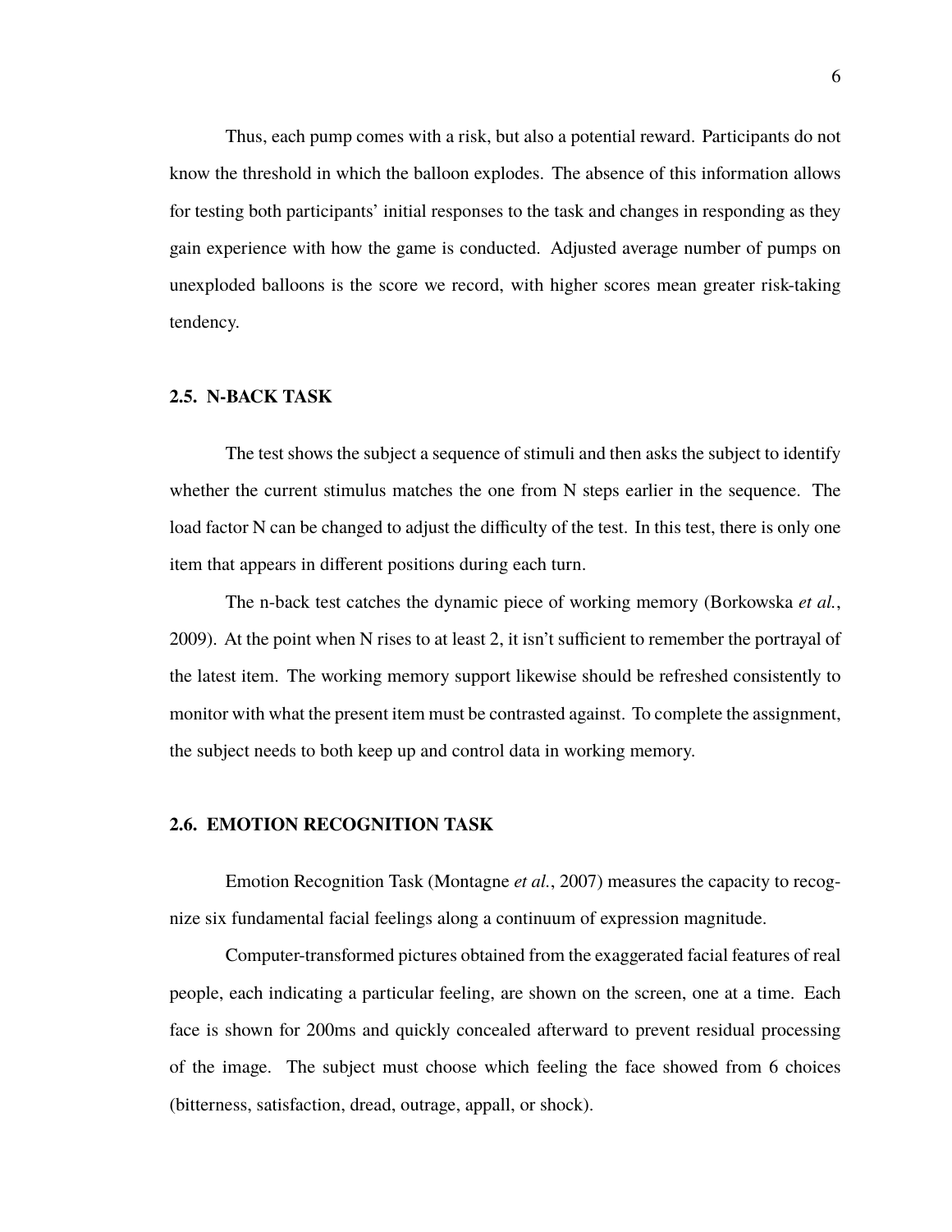Thus, each pump comes with a risk, but also a potential reward. Participants do not know the threshold in which the balloon explodes. The absence of this information allows for testing both participants' initial responses to the task and changes in responding as they gain experience with how the game is conducted. Adjusted average number of pumps on unexploded balloons is the score we record, with higher scores mean greater risk-taking tendency.

## 2.5. N-BACK TASK

The test shows the subject a sequence of stimuli and then asks the subject to identify whether the current stimulus matches the one from N steps earlier in the sequence. The load factor N can be changed to adjust the difficulty of the test. In this test, there is only one item that appears in different positions during each turn.

The n-back test catches the dynamic piece of working memory (Borkowska *et al.*, 2009). At the point when N rises to at least 2, it isn't sufficient to remember the portrayal of the latest item. The working memory support likewise should be refreshed consistently to monitor with what the present item must be contrasted against. To complete the assignment, the subject needs to both keep up and control data in working memory.

## 2.6. EMOTION RECOGNITION TASK

Emotion Recognition Task (Montagne *et al.*, 2007) measures the capacity to recognize six fundamental facial feelings along a continuum of expression magnitude.

Computer-transformed pictures obtained from the exaggerated facial features of real people, each indicating a particular feeling, are shown on the screen, one at a time. Each face is shown for 200ms and quickly concealed afterward to prevent residual processing of the image. The subject must choose which feeling the face showed from 6 choices (bitterness, satisfaction, dread, outrage, appall, or shock).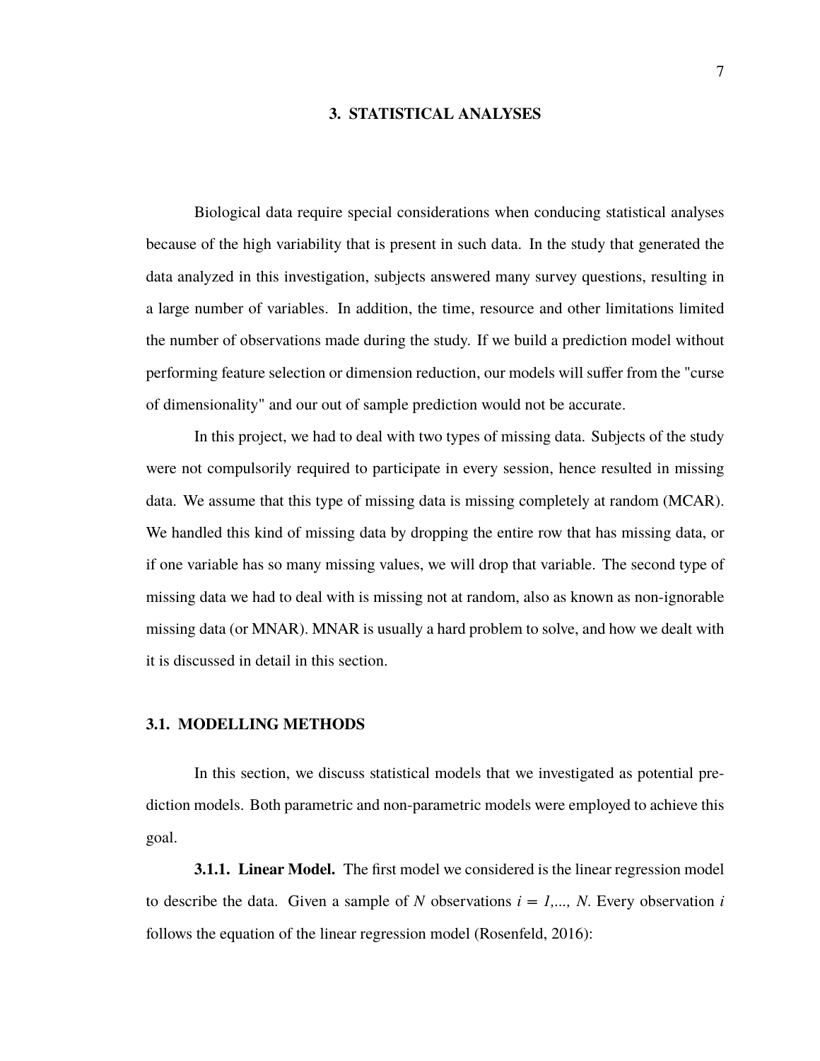# 3. STATISTICAL ANALYSES

Biological data require special considerations when conducing statistical analyses because of the high variability that is present in such data. In the study that generated the data analyzed in this investigation, subjects answered many survey questions, resulting in a large number of variables. In addition, the time, resource and other limitations limited the number of observations made during the study. If we build a prediction model without performing feature selection or dimension reduction, our models will suffer from the "curse of dimensionality" and our out of sample prediction would not be accurate.

In this project, we had to deal with two types of missing data. Subjects of the study were not compulsorily required to participate in every session, hence resulted in missing data. We assume that this type of missing data is missing completely at random (MCAR). We handled this kind of missing data by dropping the entire row that has missing data, or if one variable has so many missing values, we will drop that variable. The second type of missing data we had to deal with is missing not at random, also as known as non-ignorable missing data (or MNAR). MNAR is usually a hard problem to solve, and how we dealt with it is discussed in detail in this section.

## 3.1. MODELLING METHODS

In this section, we discuss statistical models that we investigated as potential prediction models. Both parametric and non-parametric models were employed to achieve this goal.

**3.1.1. Linear Model.** The first model we considered is the linear regression model to describe the data. Given a sample of $N$ observations $i = 1,..., N$. Every observation $i$ follows the equation of the linear regression model (Rosenfeld, 2016):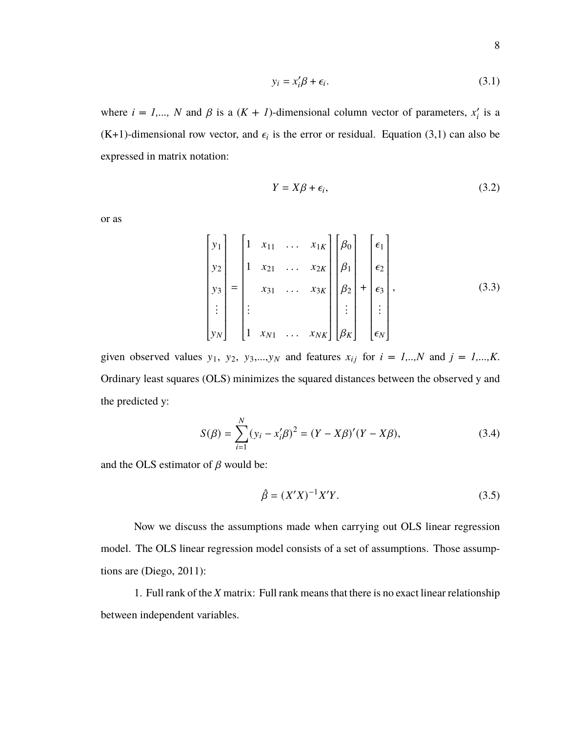$$y_i = x_i'\beta + \epsilon_i. \tag{3.1}$$

where $i$ = *1,..., N* and $\beta$ is a ($K$ + *1*)-dimensional column vector of parameters, $x_i'$ is a (K+1)-dimensional row vector, and $\epsilon_i$ is the error or residual. Equation (3,1) can also be expressed in matrix notation:

$$Y = X\beta + \epsilon_i, \tag{3.2}$$

or as

$$\begin{bmatrix} y_1 \\ y_2 \\ y_3 \\ \vdots \\ y_N \end{bmatrix} = \begin{bmatrix} 1 & x_{11} & \dots & x_{1K} \\ 1 & x_{21} & \dots & x_{2K} \\ & x_{31} & \dots & x_{3K} \\ \vdots & & & \\ 1 & x_{N1} & \dots & x_{NK} \end{bmatrix} \begin{bmatrix} \beta_0 \\ \beta_1 \\ \beta_2 \\ \vdots \\ \beta_K \end{bmatrix} + \begin{bmatrix} \epsilon_1 \\ \epsilon_2 \\ \epsilon_3 \\ \vdots \\ \epsilon_N \end{bmatrix}, \tag{3.3}$$

given observed values $y_1$, $y_2$, $y_3$,...,$y_N$ and features $x_{ij}$ for $i$ = *1,..,N* and $j$ = *1,...,K*. Ordinary least squares (OLS) minimizes the squared distances between the observed y and the predicted y:

$$S(\beta) = \sum_{i=1}^{N} (y_i - x_i'\beta)^2 = (Y - X\beta)'(Y - X\beta), \tag{3.4}$$

and the OLS estimator of $\beta$ would be:

$$\hat{\beta} = (X'X)^{-1}X'Y. \tag{3.5}$$

Now we discuss the assumptions made when carrying out OLS linear regression model. The OLS linear regression model consists of a set of assumptions. Those assumptions are (Diego, 2011):

1. Full rank of the $X$ matrix: Full rank means that there is no exact linear relationship between independent variables.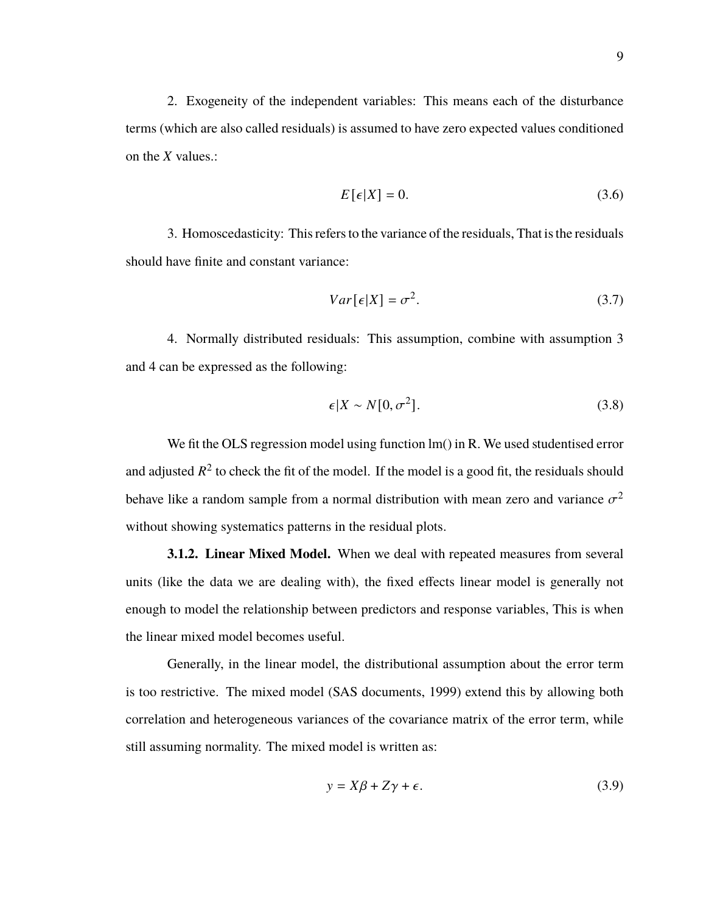2. Exogeneity of the independent variables: This means each of the disturbance terms (which are also called residuals) is assumed to have zero expected values conditioned on the $X$ values.:

$$E[\epsilon|X] = 0. \tag{3.6}$$

3. Homoscedasticity: This refers to the variance of the residuals, That is the residuals should have finite and constant variance:

$$Var[\epsilon|X] = \sigma^2. \tag{3.7}$$

4. Normally distributed residuals: This assumption, combine with assumption 3 and 4 can be expressed as the following:

$$\epsilon|X \sim N[0, \sigma^2]. \tag{3.8}$$

We fit the OLS regression model using function lm() in R. We used studentised error and adjusted $R^2$ to check the fit of the model. If the model is a good fit, the residuals should behave like a random sample from a normal distribution with mean zero and variance $\sigma^2$ without showing systematics patterns in the residual plots.

**3.1.2. Linear Mixed Model.** When we deal with repeated measures from several units (like the data we are dealing with), the fixed effects linear model is generally not enough to model the relationship between predictors and response variables, This is when the linear mixed model becomes useful.

Generally, in the linear model, the distributional assumption about the error term is too restrictive. The mixed model (SAS documents, 1999) extend this by allowing both correlation and heterogeneous variances of the covariance matrix of the error term, while still assuming normality. The mixed model is written as:

$$y = X\beta + Z\gamma + \epsilon. \tag{3.9}$$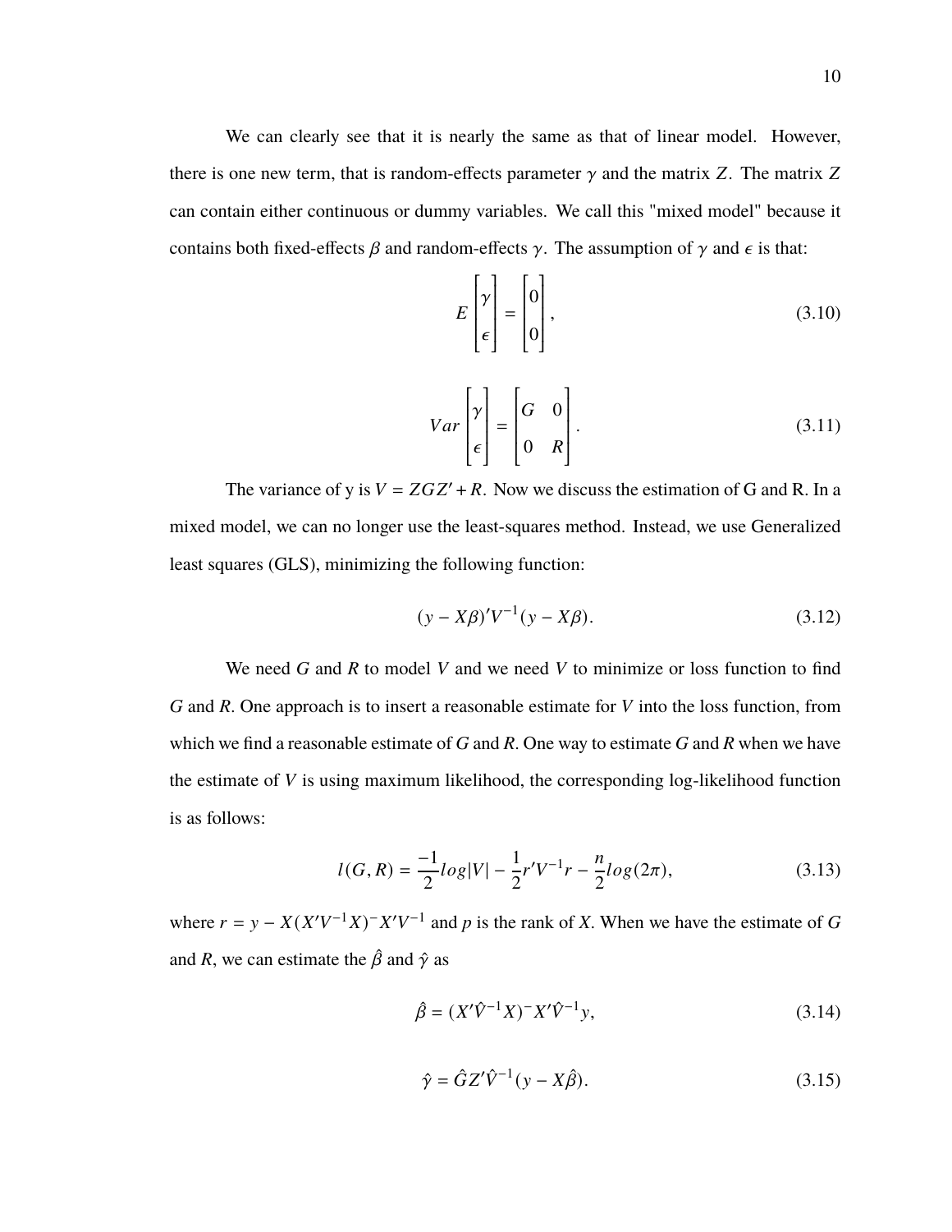We can clearly see that it is nearly the same as that of linear model. However, there is one new term, that is random-effects parameter $\gamma$ and the matrix $Z$. The matrix $Z$ can contain either continuous or dummy variables. We call this "mixed model" because it contains both fixed-effects $\beta$ and random-effects $\gamma$. The assumption of $\gamma$ and $\epsilon$ is that:

$$E\begin{bmatrix}\gamma \\ \epsilon\end{bmatrix} = \begin{bmatrix}0 \\ 0\end{bmatrix}, \tag{3.10}$$

$$Var\begin{bmatrix}\gamma \\ \epsilon\end{bmatrix} = \begin{bmatrix}G & 0 \\ 0 & R\end{bmatrix}. \tag{3.11}$$

The variance of y is $V = ZGZ' + R$. Now we discuss the estimation of G and R. In a mixed model, we can no longer use the least-squares method. Instead, we use Generalized least squares (GLS), minimizing the following function:

$$(y - X\beta)'V^{-1}(y - X\beta). \tag{3.12}$$

We need $G$ and $R$ to model $V$ and we need $V$ to minimize or loss function to find $G$ and $R$. One approach is to insert a reasonable estimate for $V$ into the loss function, from which we find a reasonable estimate of $G$ and $R$. One way to estimate $G$ and $R$ when we have the estimate of $V$ is using maximum likelihood, the corresponding log-likelihood function is as follows:

$$l(G, R) = \frac{-1}{2}log|V| - \frac{1}{2}r'V^{-1}r - \frac{n}{2}log(2\pi), \tag{3.13}$$

where $r = y - X(X'V^{-1}X)^{-}X'V^{-1}$ and $p$ is the rank of $X$. When we have the estimate of $G$ and $R$, we can estimate the $\hat{\beta}$ and $\hat{\gamma}$ as

$$\hat{\beta} = (X'\hat{V}^{-1}X)^{-}X'\hat{V}^{-1}y, \tag{3.14}$$

$$\hat{\gamma} = \hat{G}Z'\hat{V}^{-1}(y - X\hat{\beta}). \tag{3.15}$$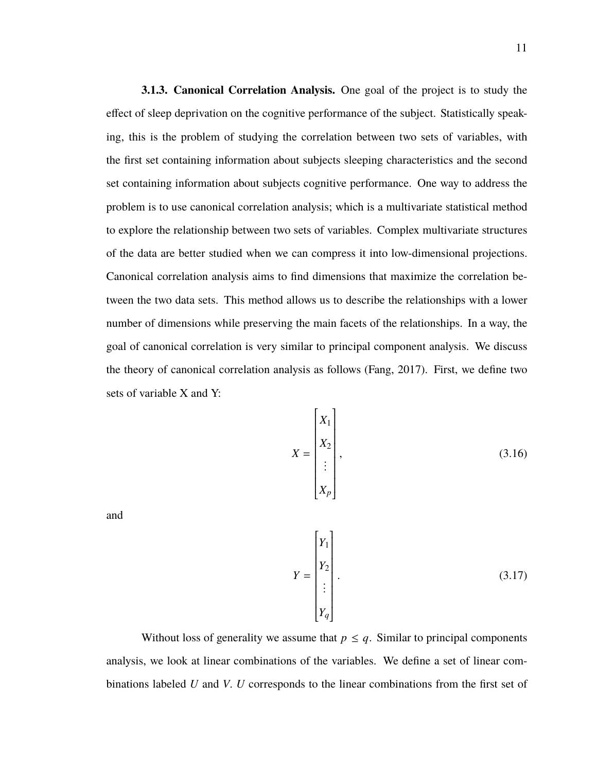**3.1.3. Canonical Correlation Analysis.** One goal of the project is to study the effect of sleep deprivation on the cognitive performance of the subject. Statistically speaking, this is the problem of studying the correlation between two sets of variables, with the first set containing information about subjects sleeping characteristics and the second set containing information about subjects cognitive performance. One way to address the problem is to use canonical correlation analysis; which is a multivariate statistical method to explore the relationship between two sets of variables. Complex multivariate structures of the data are better studied when we can compress it into low-dimensional projections. Canonical correlation analysis aims to find dimensions that maximize the correlation between the two data sets. This method allows us to describe the relationships with a lower number of dimensions while preserving the main facets of the relationships. In a way, the goal of canonical correlation is very similar to principal component analysis. We discuss the theory of canonical correlation analysis as follows (Fang, 2017). First, we define two sets of variable X and Y:

$$X = \begin{bmatrix} X_1 \\ X_2 \\ \vdots \\ X_p \end{bmatrix}, \tag{3.16}$$

and

$$Y = \begin{bmatrix} Y_1 \\ Y_2 \\ \vdots \\ Y_q \end{bmatrix}. \tag{3.17}$$

Without loss of generality we assume that $p \leq q$. Similar to principal components analysis, we look at linear combinations of the variables. We define a set of linear combinations labeled $U$ and $V$. $U$ corresponds to the linear combinations from the first set of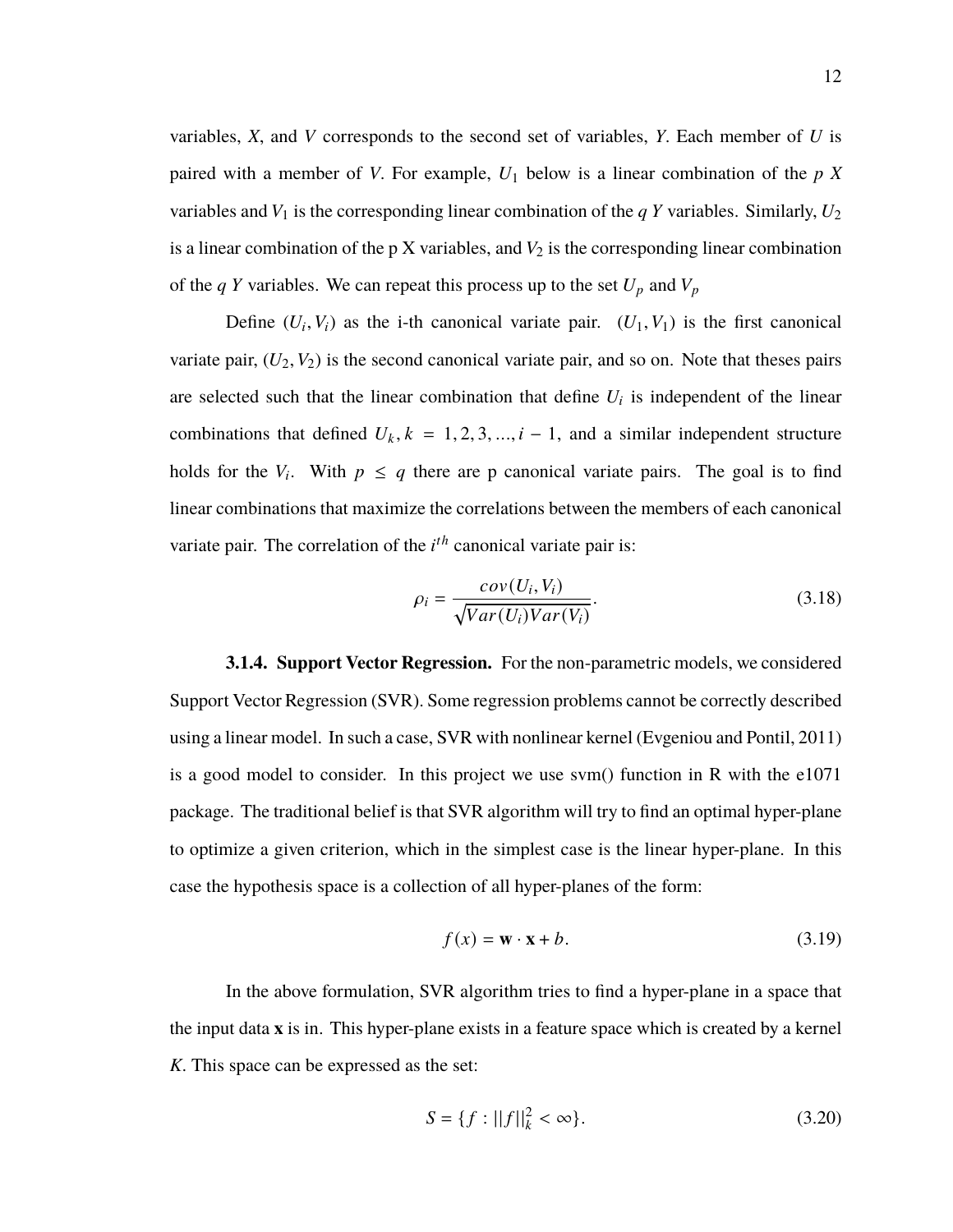variables, $X$, and $V$ corresponds to the second set of variables, $Y$. Each member of $U$ is paired with a member of $V$. For example, $U_1$ below is a linear combination of the $p$ $X$ variables and $V_1$ is the corresponding linear combination of the $q$ $Y$ variables. Similarly, $U_2$ is a linear combination of the p X variables, and $V_2$ is the corresponding linear combination of the $q$ $Y$ variables. We can repeat this process up to the set $U_p$ and $V_p$

Define $(U_i, V_i)$ as the i-th canonical variate pair. $(U_1, V_1)$ is the first canonical variate pair, $(U_2, V_2)$ is the second canonical variate pair, and so on. Note that theses pairs are selected such that the linear combination that define $U_i$ is independent of the linear combinations that defined $U_k, k = 1, 2, 3, ..., i - 1$, and a similar independent structure holds for the $V_i$. With $p \leq q$ there are p canonical variate pairs. The goal is to find linear combinations that maximize the correlations between the members of each canonical variate pair. The correlation of the $i^{th}$ canonical variate pair is:

$$\rho_i = \frac{cov(U_i, V_i)}{\sqrt{Var(U_i)Var(V_i)}}. \tag{3.18}$$

**3.1.4. Support Vector Regression.** For the non-parametric models, we considered Support Vector Regression (SVR). Some regression problems cannot be correctly described using a linear model. In such a case, SVR with nonlinear kernel (Evgeniou and Pontil, 2011) is a good model to consider. In this project we use svm() function in R with the e1071 package. The traditional belief is that SVR algorithm will try to find an optimal hyper-plane to optimize a given criterion, which in the simplest case is the linear hyper-plane. In this case the hypothesis space is a collection of all hyper-planes of the form:

$$f(x) = \mathbf{w} \cdot \mathbf{x} + b. \tag{3.19}$$

In the above formulation, SVR algorithm tries to find a hyper-plane in a space that the input data $\mathbf{x}$ is in. This hyper-plane exists in a feature space which is created by a kernel $K$. This space can be expressed as the set:

$$S = \{f : ||f||_k^2 < \infty\}. \tag{3.20}$$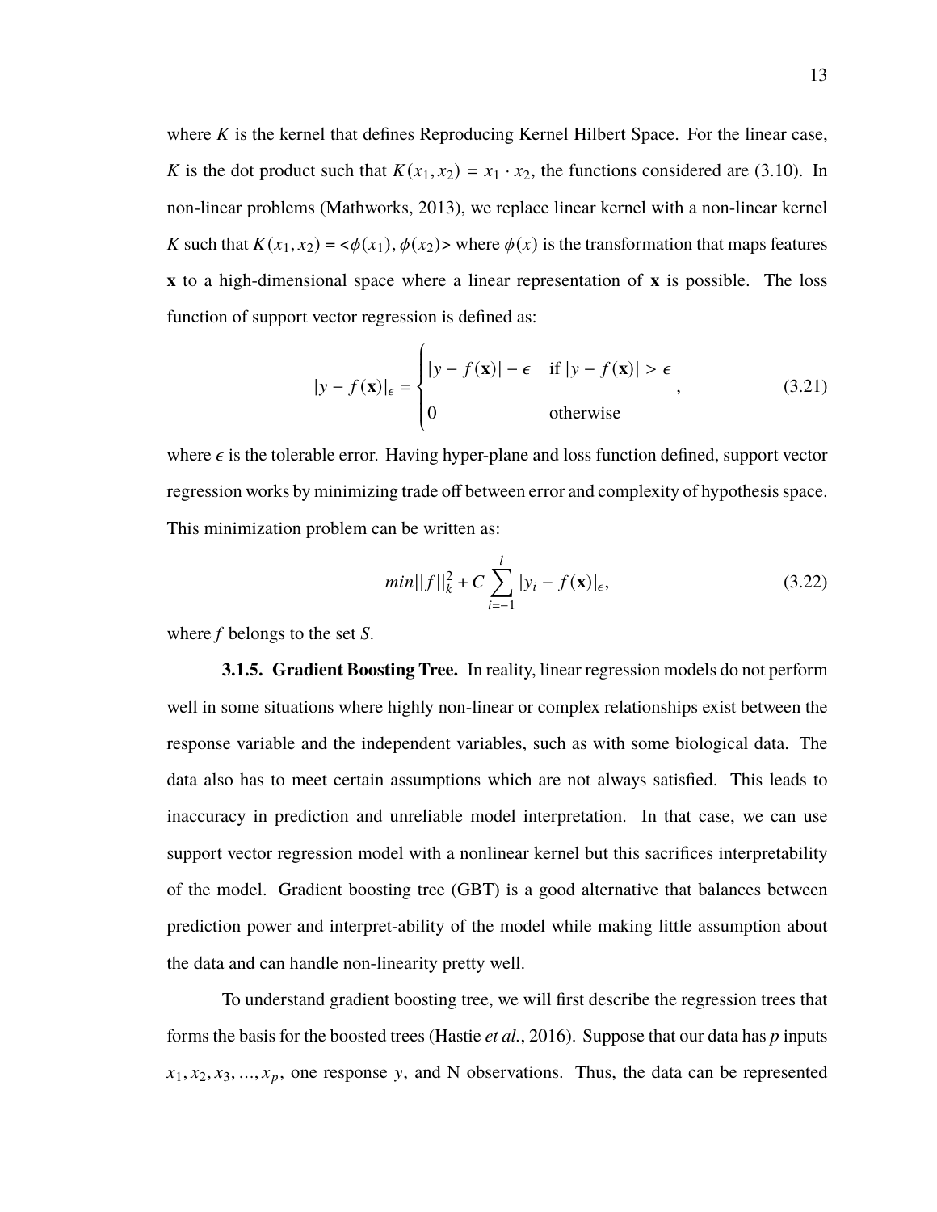where $K$ is the kernel that defines Reproducing Kernel Hilbert Space. For the linear case, $K$ is the dot product such that $K(x_1, x_2) = x_1 \cdot x_2$, the functions considered are (3.10). In non-linear problems (Mathworks, 2013), we replace linear kernel with a non-linear kernel $K$ such that $K(x_1, x_2) = <\phi(x_1), \phi(x_2)>$ where $\phi(x)$ is the transformation that maps features $\mathbf{x}$ to a high-dimensional space where a linear representation of $\mathbf{x}$ is possible. The loss function of support vector regression is defined as:

$$|y - f(\mathbf{x})|_\epsilon = \begin{cases} |y - f(\mathbf{x})| - \epsilon & \text{if } |y - f(\mathbf{x})| > \epsilon \\ 0 & \text{otherwise} \end{cases}, \tag{3.21}$$

where $\epsilon$ is the tolerable error. Having hyper-plane and loss function defined, support vector regression works by minimizing trade off between error and complexity of hypothesis space. This minimization problem can be written as:

$$min||f||_k^2 + C \sum_{i=-1}^{l} |y_i - f(\mathbf{x})|_\epsilon, \tag{3.22}$$

where $f$ belongs to the set $S$.

**3.1.5. Gradient Boosting Tree.** In reality, linear regression models do not perform well in some situations where highly non-linear or complex relationships exist between the response variable and the independent variables, such as with some biological data. The data also has to meet certain assumptions which are not always satisfied. This leads to inaccuracy in prediction and unreliable model interpretation. In that case, we can use support vector regression model with a nonlinear kernel but this sacrifices interpretability of the model. Gradient boosting tree (GBT) is a good alternative that balances between prediction power and interpret-ability of the model while making little assumption about the data and can handle non-linearity pretty well.

To understand gradient boosting tree, we will first describe the regression trees that forms the basis for the boosted trees (Hastie *et al.*, 2016). Suppose that our data has $p$ inputs $x_1, x_2, x_3, ..., x_p$, one response $y$, and N observations. Thus, the data can be represented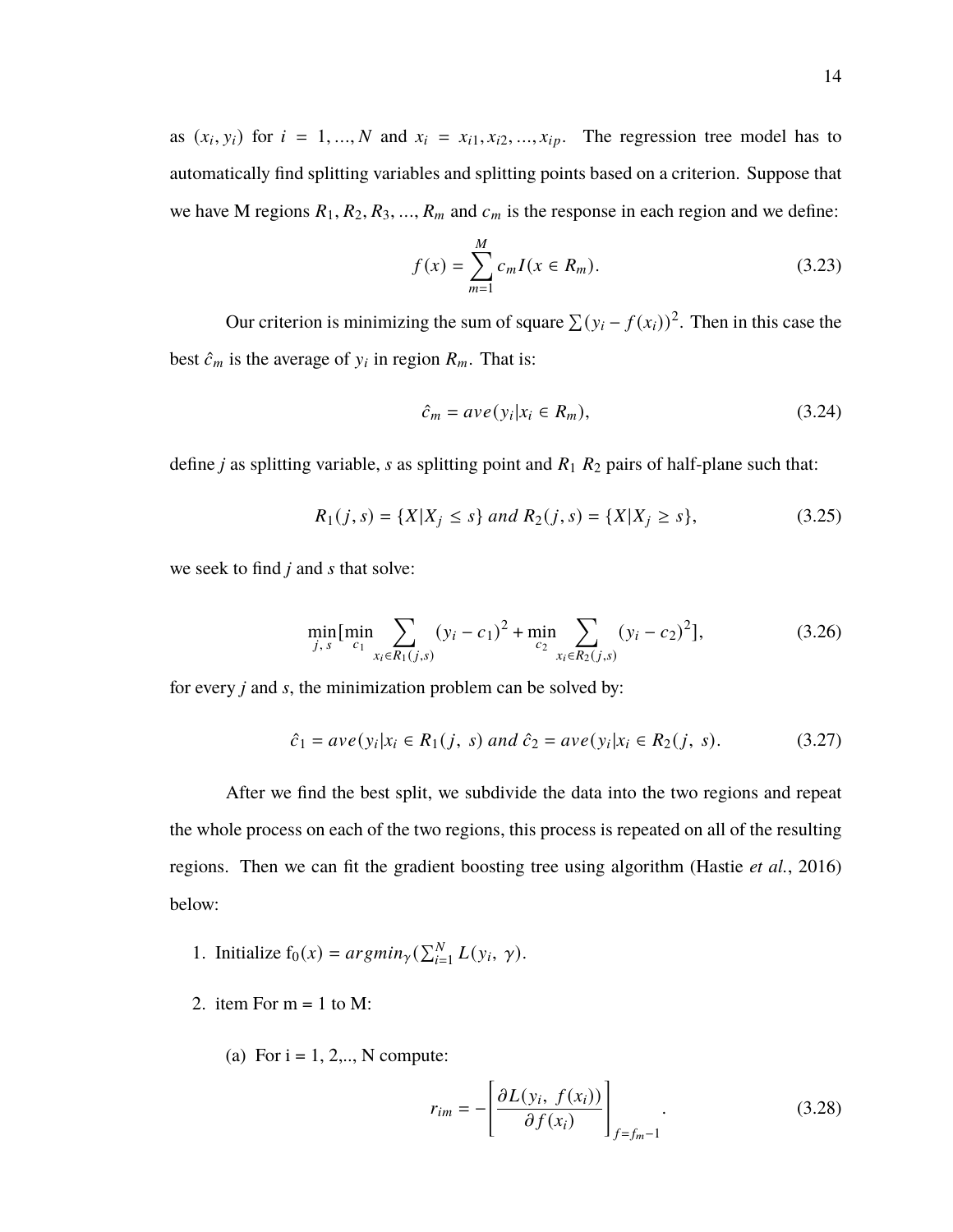as $(x_i, y_i)$ for $i = 1, ..., N$ and $x_i = x_{i1}, x_{i2}, ..., x_{ip}$. The regression tree model has to automatically find splitting variables and splitting points based on a criterion. Suppose that we have M regions $R_1, R_2, R_3, ..., R_m$ and $c_m$ is the response in each region and we define:

$$f(x) = \sum_{m=1}^{M} c_m I(x \in R_m). \tag{3.23}$$

Our criterion is minimizing the sum of square $\sum(y_i - f(x_i))^2$. Then in this case the best $\hat{c}_m$ is the average of $y_i$ in region $R_m$. That is:

$$\hat{c}_m = ave(y_i | x_i \in R_m), \tag{3.24}$$

define *j* as splitting variable, *s* as splitting point and $R_1$ $R_2$ pairs of half-plane such that:

$$R_1(j, s) = \{X | X_j \leq s\} \; and \; R_2(j, s) = \{X | X_j \geq s\}, \tag{3.25}$$

we seek to find *j* and *s* that solve:

$$\min_{j,\, s}[\min_{c_1} \sum_{x_i \in R_1(j,s)} (y_i - c_1)^2 + \min_{c_2} \sum_{x_i \in R_2(j,s)} (y_i - c_2)^2], \tag{3.26}$$

for every *j* and *s*, the minimization problem can be solved by:

$$\hat{c}_1 = ave(y_i | x_i \in R_1(j,\ s) \; and \; \hat{c}_2 = ave(y_i | x_i \in R_2(j,\ s). \tag{3.27}$$

After we find the best split, we subdivide the data into the two regions and repeat the whole process on each of the two regions, this process is repeated on all of the resulting regions. Then we can fit the gradient boosting tree using algorithm (Hastie *et al.*, 2016) below:

1. Initialize $f_0(x) = argmin_{\gamma}(\sum_{i=1}^{N} L(y_i,\ \gamma)$.
2. item For m = 1 to M:
   (a) For i = 1, 2,.., N compute:

$$r_{im} = -\left[\frac{\partial L(y_i,\ f(x_i))}{\partial f(x_i)}\right]_{f=f_m-1}. \tag{3.28}$$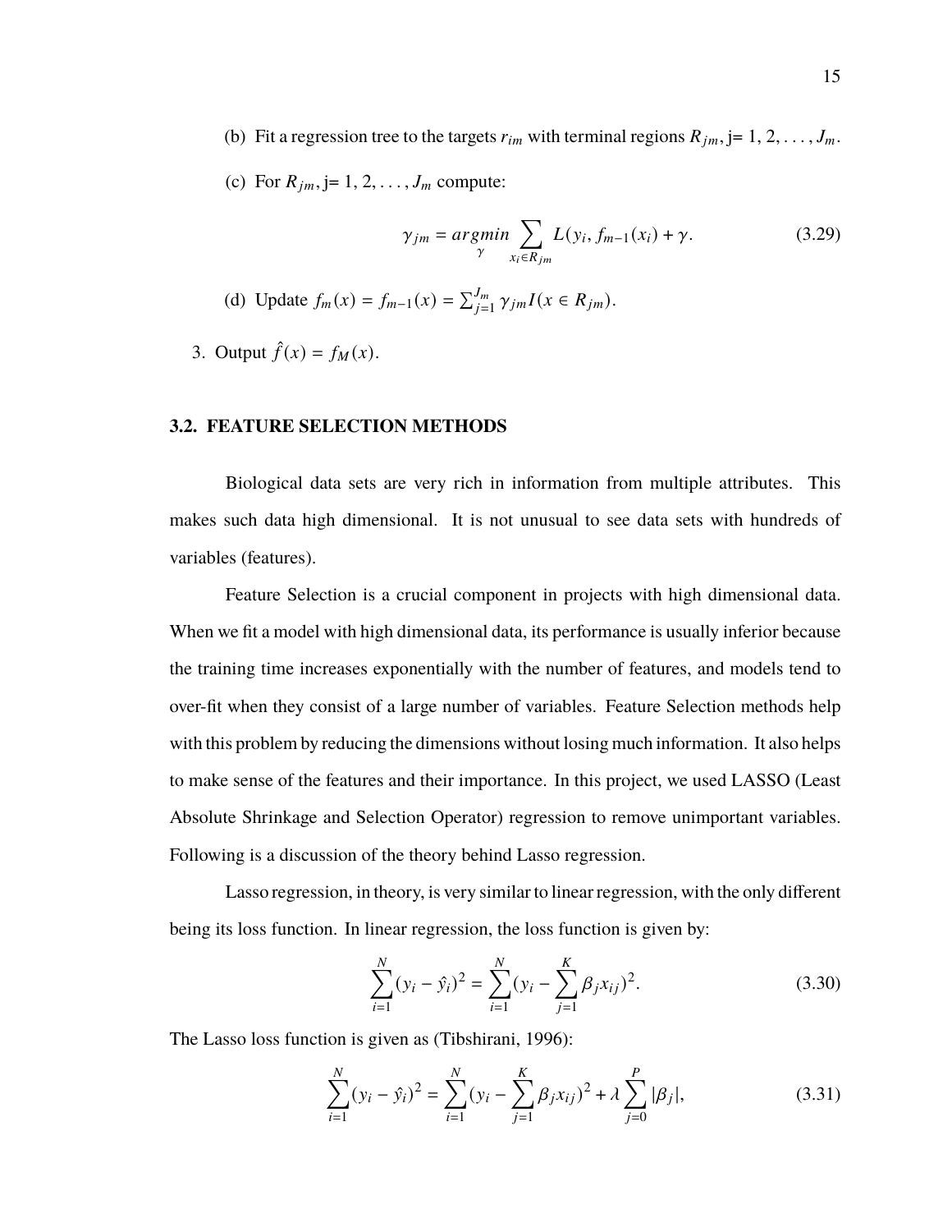(b) Fit a regression tree to the targets $r_{im}$ with terminal regions $R_{jm}$, j= 1, 2, . . . , $J_m$.

(c) For $R_{jm}$, j= 1, 2, . . . , $J_m$ compute:

$$\gamma_{jm} = \underset{\gamma}{argmin} \sum_{x_i \in R_{jm}} L(y_i, f_{m-1}(x_i) + \gamma. \tag{3.29}$$

(d) Update $f_m(x) = f_{m-1}(x) = \sum_{j=1}^{J_m} \gamma_{jm} I(x \in R_{jm})$.

3. Output $\hat{f}(x) = f_M(x)$.

### 3.2. FEATURE SELECTION METHODS

Biological data sets are very rich in information from multiple attributes. This makes such data high dimensional. It is not unusual to see data sets with hundreds of variables (features).

Feature Selection is a crucial component in projects with high dimensional data. When we fit a model with high dimensional data, its performance is usually inferior because the training time increases exponentially with the number of features, and models tend to over-fit when they consist of a large number of variables. Feature Selection methods help with this problem by reducing the dimensions without losing much information. It also helps to make sense of the features and their importance. In this project, we used LASSO (Least Absolute Shrinkage and Selection Operator) regression to remove unimportant variables. Following is a discussion of the theory behind Lasso regression.

Lasso regression, in theory, is very similar to linear regression, with the only different being its loss function. In linear regression, the loss function is given by:

$$\sum_{i=1}^{N} (y_i - \hat{y}_i)^2 = \sum_{i=1}^{N} (y_i - \sum_{j=1}^{K} \beta_j x_{ij})^2. \tag{3.30}$$

The Lasso loss function is given as (Tibshirani, 1996):

$$\sum_{i=1}^{N} (y_i - \hat{y}_i)^2 = \sum_{i=1}^{N} (y_i - \sum_{j=1}^{K} \beta_j x_{ij})^2 + \lambda \sum_{j=0}^{P} |\beta_j|, \tag{3.31}$$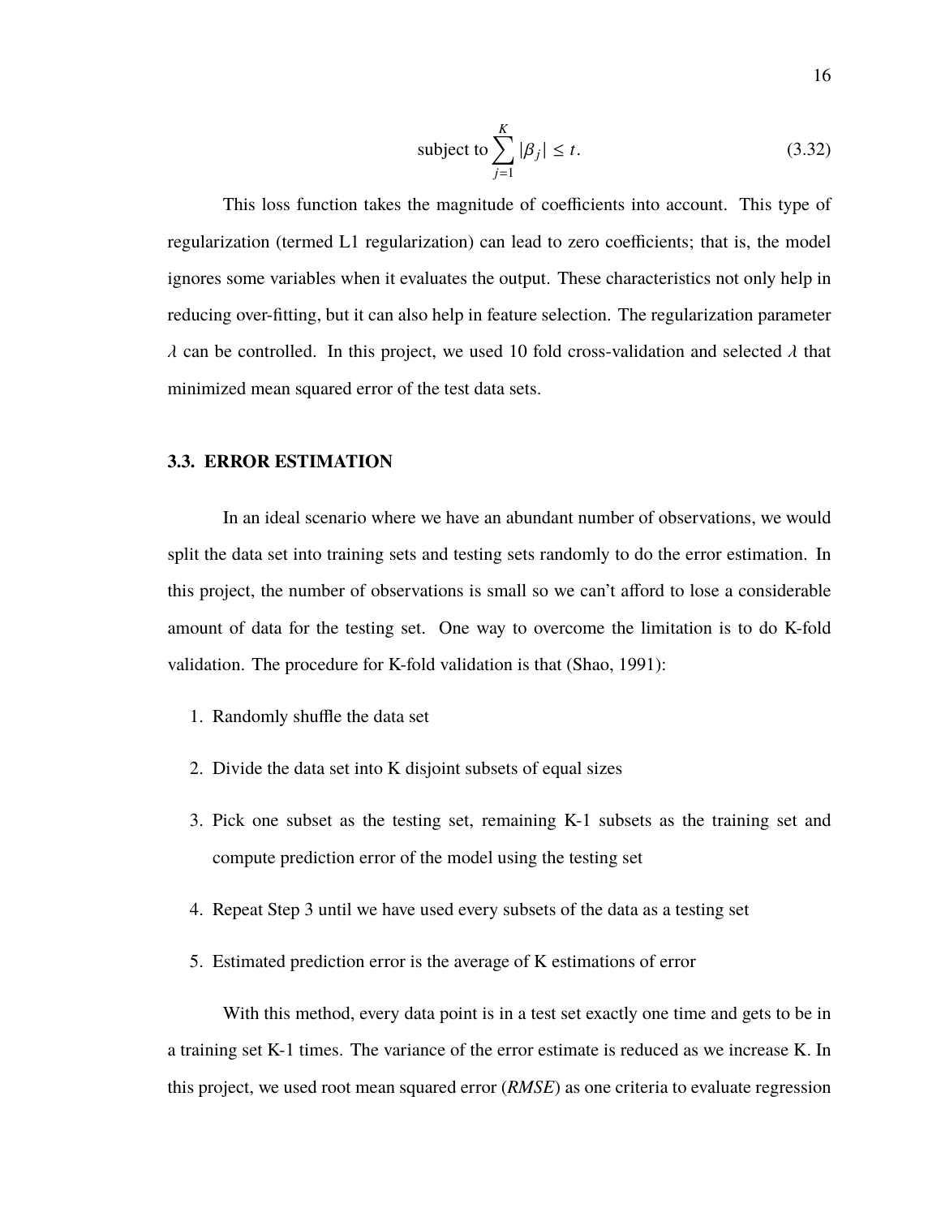$$\text{subject to} \sum_{j=1}^{K} |\beta_j| \leq t. \tag{3.32}$$

This loss function takes the magnitude of coefficients into account. This type of regularization (termed L1 regularization) can lead to zero coefficients; that is, the model ignores some variables when it evaluates the output. These characteristics not only help in reducing over-fitting, but it can also help in feature selection. The regularization parameter $\lambda$ can be controlled. In this project, we used 10 fold cross-validation and selected $\lambda$ that minimized mean squared error of the test data sets.

### 3.3. ERROR ESTIMATION

In an ideal scenario where we have an abundant number of observations, we would split the data set into training sets and testing sets randomly to do the error estimation. In this project, the number of observations is small so we can't afford to lose a considerable amount of data for the testing set. One way to overcome the limitation is to do K-fold validation. The procedure for K-fold validation is that (Shao, 1991):

1. Randomly shuffle the data set
2. Divide the data set into K disjoint subsets of equal sizes
3. Pick one subset as the testing set, remaining K-1 subsets as the training set and compute prediction error of the model using the testing set
4. Repeat Step 3 until we have used every subsets of the data as a testing set
5. Estimated prediction error is the average of K estimations of error

With this method, every data point is in a test set exactly one time and gets to be in a training set K-1 times. The variance of the error estimate is reduced as we increase K. In this project, we used root mean squared error (*RMSE*) as one criteria to evaluate regression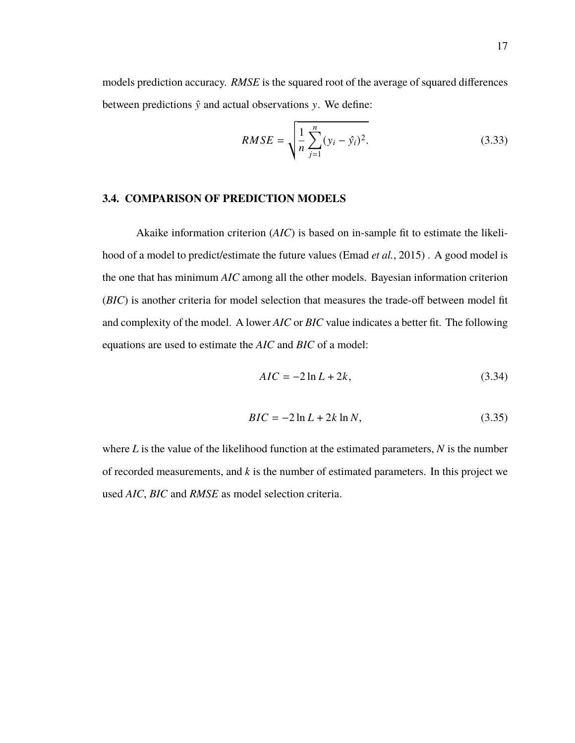models prediction accuracy. *RMSE* is the squared root of the average of squared differences between predictions $\hat{y}$ and actual observations $y$. We define:

$$RMSE = \sqrt{\frac{1}{n}\sum_{j=1}^{n}(y_i - \hat{y}_i)^2}. \tag{3.33}$$

### 3.4. COMPARISON OF PREDICTION MODELS

Akaike information criterion (*AIC*) is based on in-sample fit to estimate the likelihood of a model to predict/estimate the future values (Emad *et al.*, 2015) . A good model is the one that has minimum *AIC* among all the other models. Bayesian information criterion (*BIC*) is another criteria for model selection that measures the trade-off between model fit and complexity of the model. A lower *AIC* or *BIC* value indicates a better fit. The following equations are used to estimate the *AIC* and *BIC* of a model:

$$AIC = -2 \ln L + 2k, \tag{3.34}$$

$$BIC = -2 \ln L + 2k \ln N, \tag{3.35}$$

where $L$ is the value of the likelihood function at the estimated parameters, $N$ is the number of recorded measurements, and $k$ is the number of estimated parameters. In this project we used *AIC*, *BIC* and *RMSE* as model selection criteria.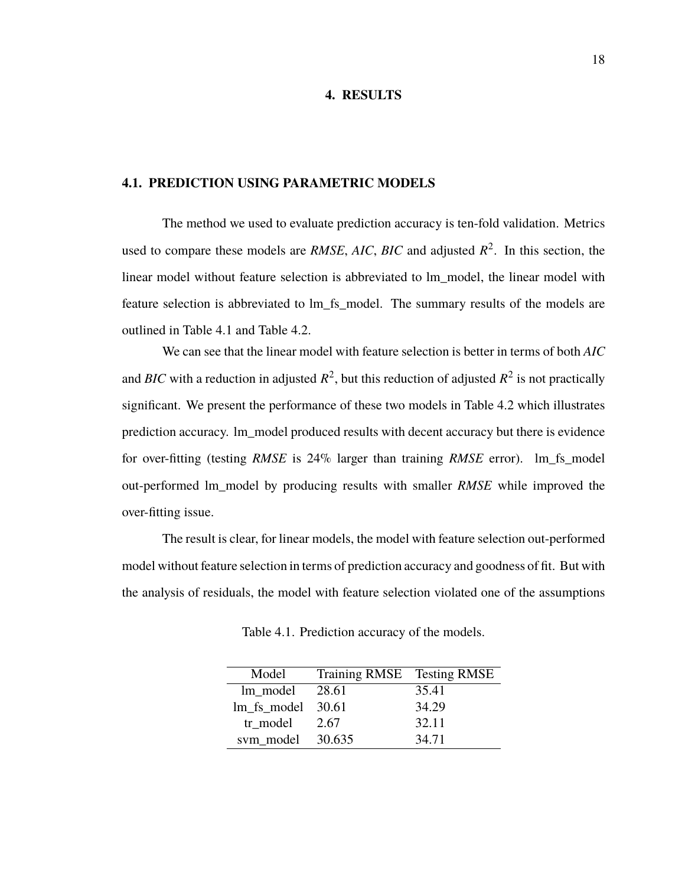# 4. RESULTS

## 4.1. PREDICTION USING PARAMETRIC MODELS

The method we used to evaluate prediction accuracy is ten-fold validation. Metrics used to compare these models are *RMSE*, *AIC*, *BIC* and adjusted $R^2$. In this section, the linear model without feature selection is abbreviated to lm_model, the linear model with feature selection is abbreviated to lm_fs_model. The summary results of the models are outlined in Table 4.1 and Table 4.2.

We can see that the linear model with feature selection is better in terms of both *AIC* and *BIC* with a reduction in adjusted $R^2$, but this reduction of adjusted $R^2$ is not practically significant. We present the performance of these two models in Table 4.2 which illustrates prediction accuracy. lm_model produced results with decent accuracy but there is evidence for over-fitting (testing *RMSE* is 24% larger than training *RMSE* error). lm_fs_model out-performed lm_model by producing results with smaller *RMSE* while improved the over-fitting issue.

The result is clear, for linear models, the model with feature selection out-performed model without feature selection in terms of prediction accuracy and goodness of fit. But with the analysis of residuals, the model with feature selection violated one of the assumptions

Table 4.1. Prediction accuracy of the models.

| Model | Training RMSE | Testing RMSE |
|---|---|---|
| lm_model | 28.61 | 35.41 |
| lm_fs_model | 30.61 | 34.29 |
| tr_model | 2.67 | 32.11 |
| svm_model | 30.635 | 34.71 |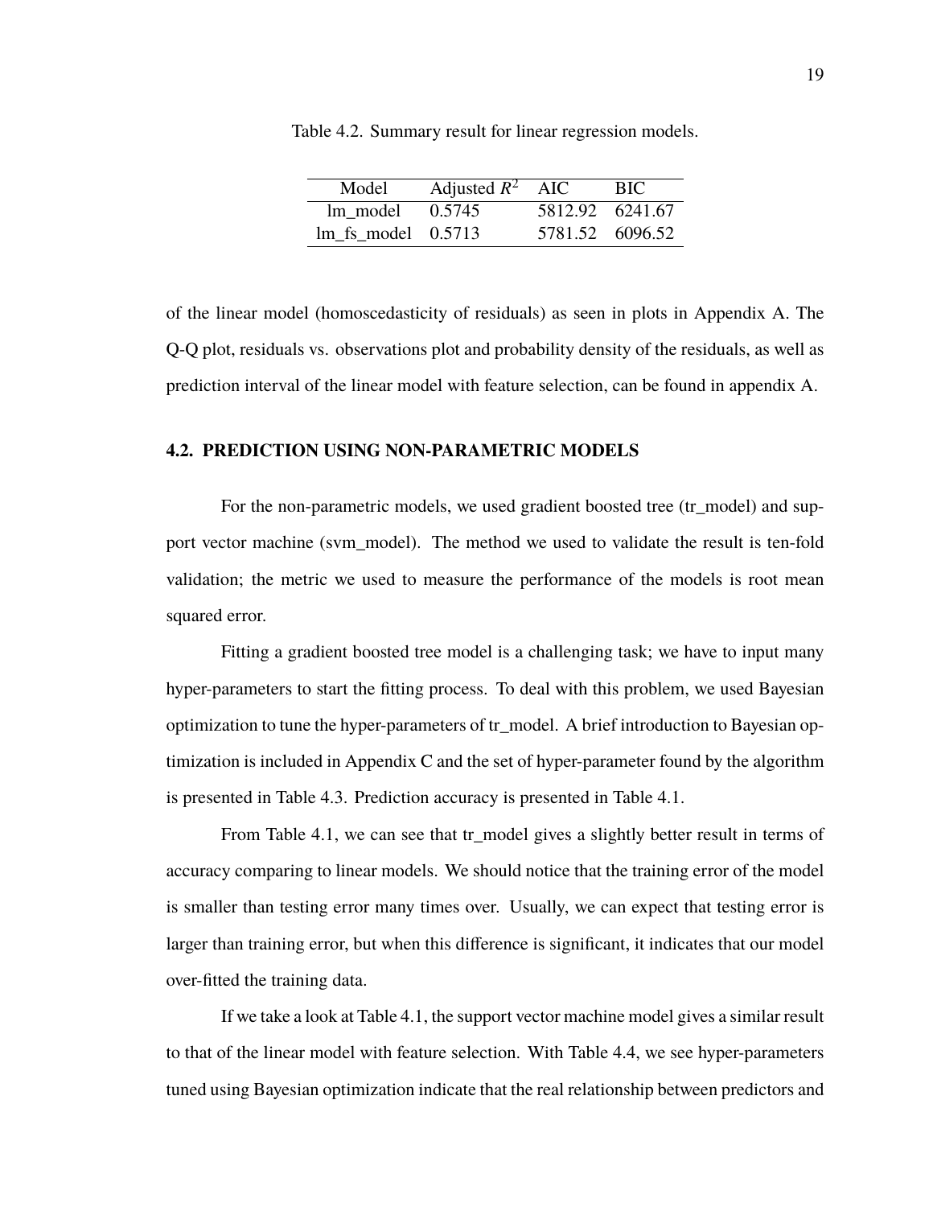Table 4.2. Summary result for linear regression models.

| Model | Adjusted $R^2$ | AIC | BIC |
|---|---|---|---|
| lm_model | 0.5745 | 5812.92 | 6241.67 |
| lm_fs_model | 0.5713 | 5781.52 | 6096.52 |

of the linear model (homoscedasticity of residuals) as seen in plots in Appendix A. The Q-Q plot, residuals vs. observations plot and probability density of the residuals, as well as prediction interval of the linear model with feature selection, can be found in appendix A.

## 4.2. PREDICTION USING NON-PARAMETRIC MODELS

For the non-parametric models, we used gradient boosted tree (tr_model) and support vector machine (svm_model). The method we used to validate the result is ten-fold validation; the metric we used to measure the performance of the models is root mean squared error.

Fitting a gradient boosted tree model is a challenging task; we have to input many hyper-parameters to start the fitting process. To deal with this problem, we used Bayesian optimization to tune the hyper-parameters of tr_model. A brief introduction to Bayesian optimization is included in Appendix C and the set of hyper-parameter found by the algorithm is presented in Table 4.3. Prediction accuracy is presented in Table 4.1.

From Table 4.1, we can see that tr_model gives a slightly better result in terms of accuracy comparing to linear models. We should notice that the training error of the model is smaller than testing error many times over. Usually, we can expect that testing error is larger than training error, but when this difference is significant, it indicates that our model over-fitted the training data.

If we take a look at Table 4.1, the support vector machine model gives a similar result to that of the linear model with feature selection. With Table 4.4, we see hyper-parameters tuned using Bayesian optimization indicate that the real relationship between predictors and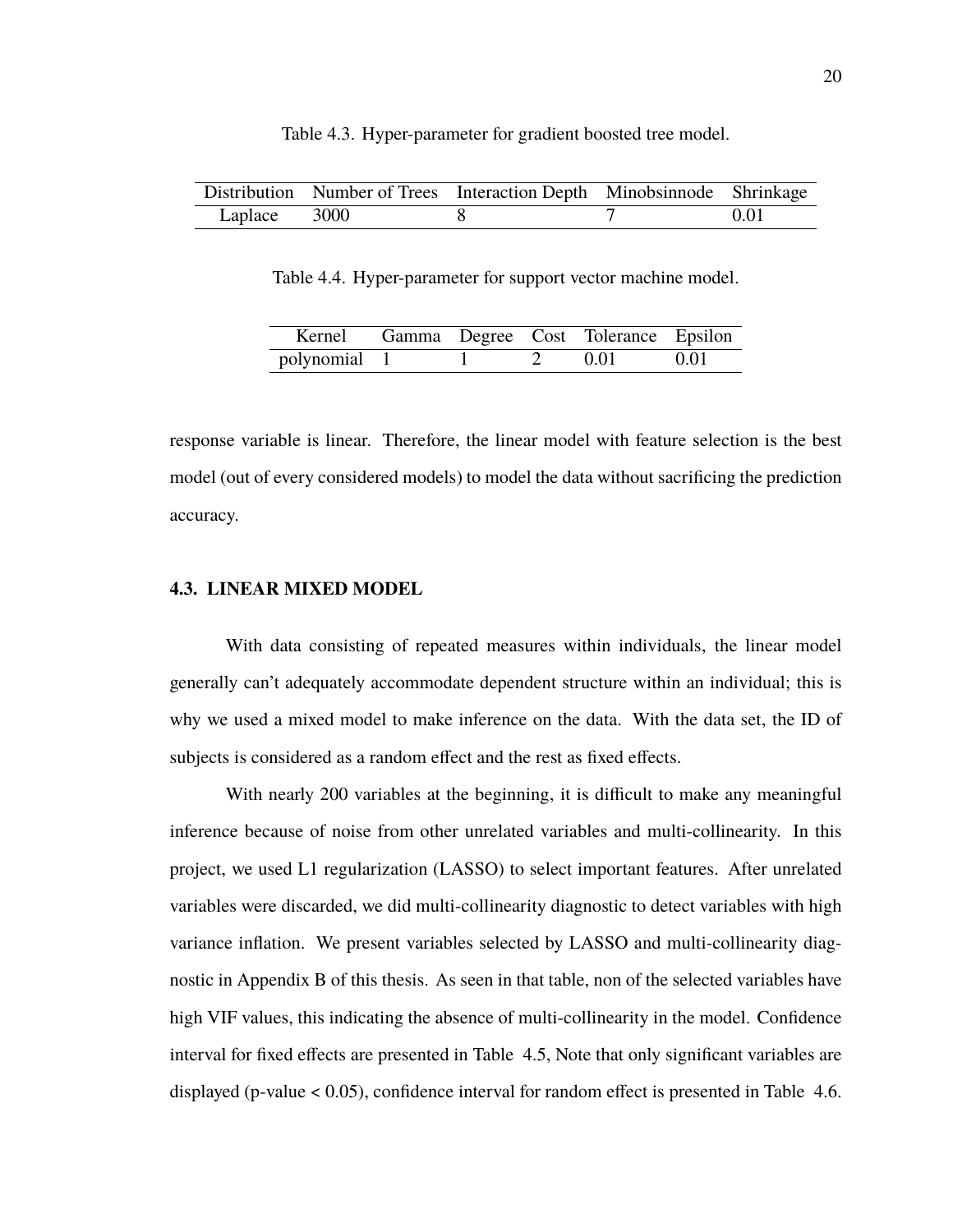Table 4.3. Hyper-parameter for gradient boosted tree model.

| Distribution | Number of Trees | Interaction Depth | Minobsinnode | Shrinkage |
|---|---|---|---|---|
| Laplace | 3000 | 8 | 7 | 0.01 |

Table 4.4. Hyper-parameter for support vector machine model.

| Kernel | Gamma | Degree | Cost | Tolerance | Epsilon |
|---|---|---|---|---|---|
| polynomial | 1 | 1 | 2 | 0.01 | 0.01 |

response variable is linear. Therefore, the linear model with feature selection is the best model (out of every considered models) to model the data without sacrificing the prediction accuracy.

### 4.3. LINEAR MIXED MODEL

With data consisting of repeated measures within individuals, the linear model generally can't adequately accommodate dependent structure within an individual; this is why we used a mixed model to make inference on the data. With the data set, the ID of subjects is considered as a random effect and the rest as fixed effects.

With nearly 200 variables at the beginning, it is difficult to make any meaningful inference because of noise from other unrelated variables and multi-collinearity. In this project, we used L1 regularization (LASSO) to select important features. After unrelated variables were discarded, we did multi-collinearity diagnostic to detect variables with high variance inflation. We present variables selected by LASSO and multi-collinearity diagnostic in Appendix B of this thesis. As seen in that table, non of the selected variables have high VIF values, this indicating the absence of multi-collinearity in the model. Confidence interval for fixed effects are presented in Table 4.5, Note that only significant variables are displayed (p-value < 0.05), confidence interval for random effect is presented in Table 4.6.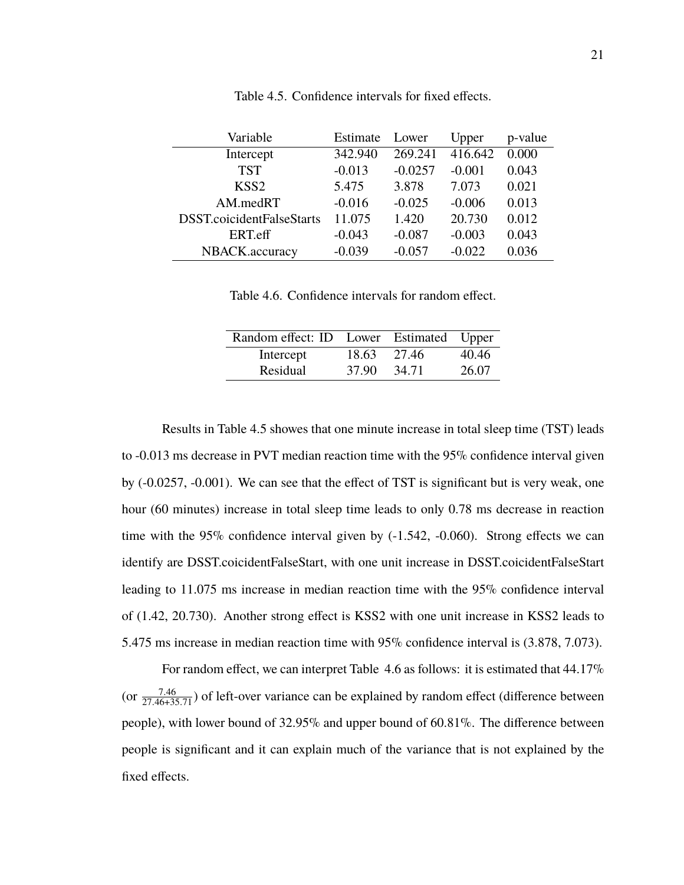Table 4.5. Confidence intervals for fixed effects.

| Variable | Estimate | Lower | Upper | p-value |
|---|---|---|---|---|
| Intercept | 342.940 | 269.241 | 416.642 | 0.000 |
| TST | -0.013 | -0.0257 | -0.001 | 0.043 |
| KSS2 | 5.475 | 3.878 | 7.073 | 0.021 |
| AM.medRT | -0.016 | -0.025 | -0.006 | 0.013 |
| DSST.coicidentFalseStarts | 11.075 | 1.420 | 20.730 | 0.012 |
| ERT.eff | -0.043 | -0.087 | -0.003 | 0.043 |
| NBACK.accuracy | -0.039 | -0.057 | -0.022 | 0.036 |

Table 4.6. Confidence intervals for random effect.

| Random effect: ID | Lower | Estimated | Upper |
|---|---|---|---|
| Intercept | 18.63 | 27.46 | 40.46 |
| Residual | 37.90 | 34.71 | 26.07 |

Results in Table 4.5 showes that one minute increase in total sleep time (TST) leads to -0.013 ms decrease in PVT median reaction time with the 95% confidence interval given by (-0.0257, -0.001). We can see that the effect of TST is significant but is very weak, one hour (60 minutes) increase in total sleep time leads to only 0.78 ms decrease in reaction time with the 95% confidence interval given by (-1.542, -0.060). Strong effects we can identify are DSST.coicidentFalseStart, with one unit increase in DSST.coicidentFalseStart leading to 11.075 ms increase in median reaction time with the 95% confidence interval of (1.42, 20.730). Another strong effect is KSS2 with one unit increase in KSS2 leads to 5.475 ms increase in median reaction time with 95% confidence interval is (3.878, 7.073).

For random effect, we can interpret Table 4.6 as follows: it is estimated that 44.17% (or $\frac{7.46}{27.46+35.71}$) of left-over variance can be explained by random effect (difference between people), with lower bound of 32.95% and upper bound of 60.81%. The difference between people is significant and it can explain much of the variance that is not explained by the fixed effects.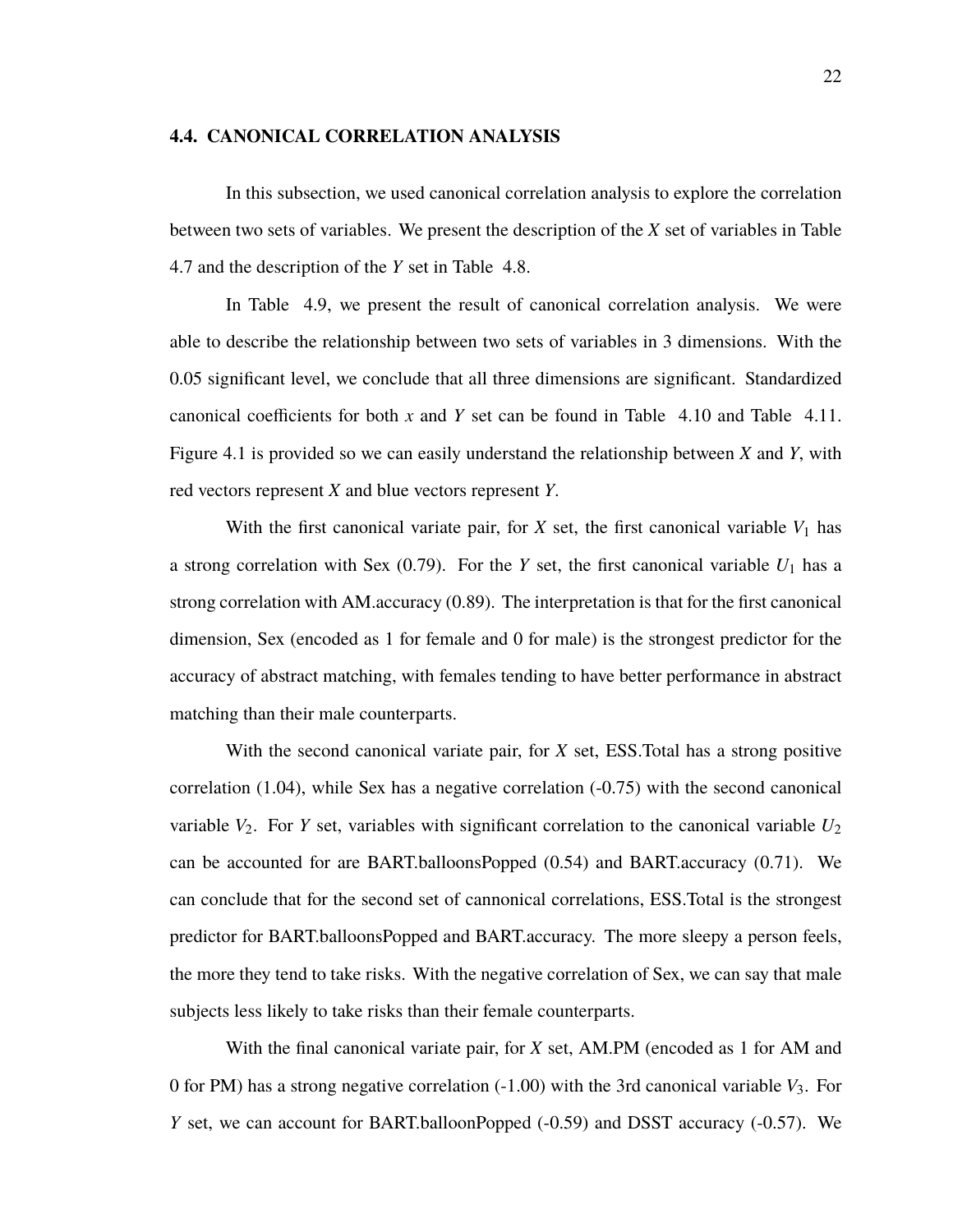### 4.4. CANONICAL CORRELATION ANALYSIS

In this subsection, we used canonical correlation analysis to explore the correlation between two sets of variables. We present the description of the *X* set of variables in Table 4.7 and the description of the *Y* set in Table 4.8.

In Table 4.9, we present the result of canonical correlation analysis. We were able to describe the relationship between two sets of variables in 3 dimensions. With the 0.05 significant level, we conclude that all three dimensions are significant. Standardized canonical coefficients for both *x* and *Y* set can be found in Table 4.10 and Table 4.11. Figure 4.1 is provided so we can easily understand the relationship between *X* and *Y*, with red vectors represent *X* and blue vectors represent *Y*.

With the first canonical variate pair, for *X* set, the first canonical variable $V_1$ has a strong correlation with Sex (0.79). For the *Y* set, the first canonical variable $U_1$ has a strong correlation with AM.accuracy (0.89). The interpretation is that for the first canonical dimension, Sex (encoded as 1 for female and 0 for male) is the strongest predictor for the accuracy of abstract matching, with females tending to have better performance in abstract matching than their male counterparts.

With the second canonical variate pair, for *X* set, ESS.Total has a strong positive correlation (1.04), while Sex has a negative correlation (-0.75) with the second canonical variable $V_2$. For *Y* set, variables with significant correlation to the canonical variable $U_2$ can be accounted for are BART.balloonsPopped (0.54) and BART.accuracy (0.71). We can conclude that for the second set of cannonical correlations, ESS.Total is the strongest predictor for BART.balloonsPopped and BART.accuracy. The more sleepy a person feels, the more they tend to take risks. With the negative correlation of Sex, we can say that male subjects less likely to take risks than their female counterparts.

With the final canonical variate pair, for *X* set, AM.PM (encoded as 1 for AM and 0 for PM) has a strong negative correlation (-1.00) with the 3rd canonical variable $V_3$. For *Y* set, we can account for BART.balloonPopped (-0.59) and DSST accuracy (-0.57). We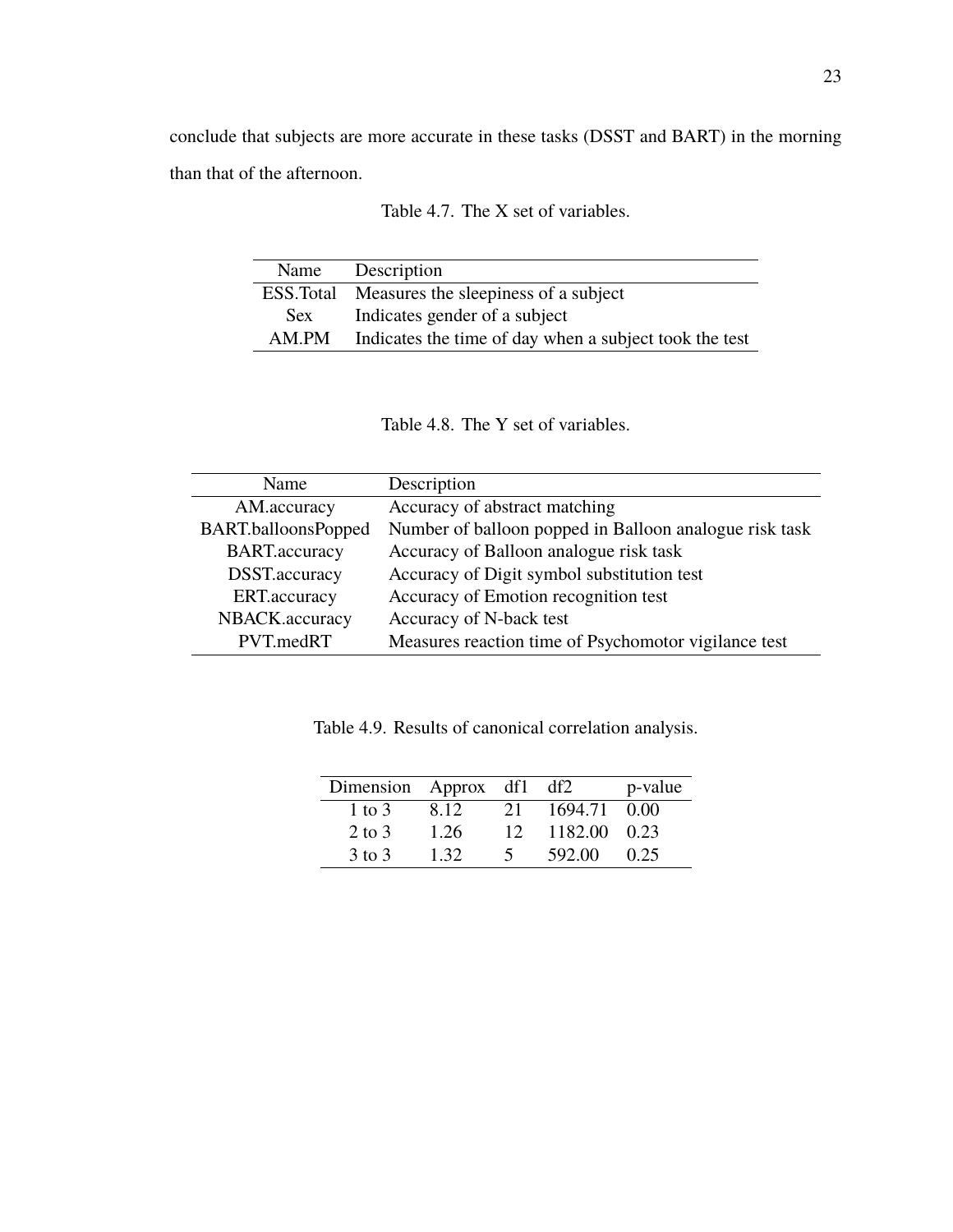conclude that subjects are more accurate in these tasks (DSST and BART) in the morning than that of the afternoon.

Table 4.7. The X set of variables.

| Name | Description |
|---|---|
| ESS.Total | Measures the sleepiness of a subject |
| Sex | Indicates gender of a subject |
| AM.PM | Indicates the time of day when a subject took the test |

Table 4.8. The Y set of variables.

| Name | Description |
|---|---|
| AM.accuracy | Accuracy of abstract matching |
| BART.balloonsPopped | Number of balloon popped in Balloon analogue risk task |
| BART.accuracy | Accuracy of Balloon analogue risk task |
| DSST.accuracy | Accuracy of Digit symbol substitution test |
| ERT.accuracy | Accuracy of Emotion recognition test |
| NBACK.accuracy | Accuracy of N-back test |
| PVT.medRT | Measures reaction time of Psychomotor vigilance test |

Table 4.9. Results of canonical correlation analysis.

| Dimension | Approx | df1 | df2 | p-value |
|---|---|---|---|---|
| 1 to 3 | 8.12 | 21 | 1694.71 | 0.00 |
| 2 to 3 | 1.26 | 12 | 1182.00 | 0.23 |
| 3 to 3 | 1.32 | 5 | 592.00 | 0.25 |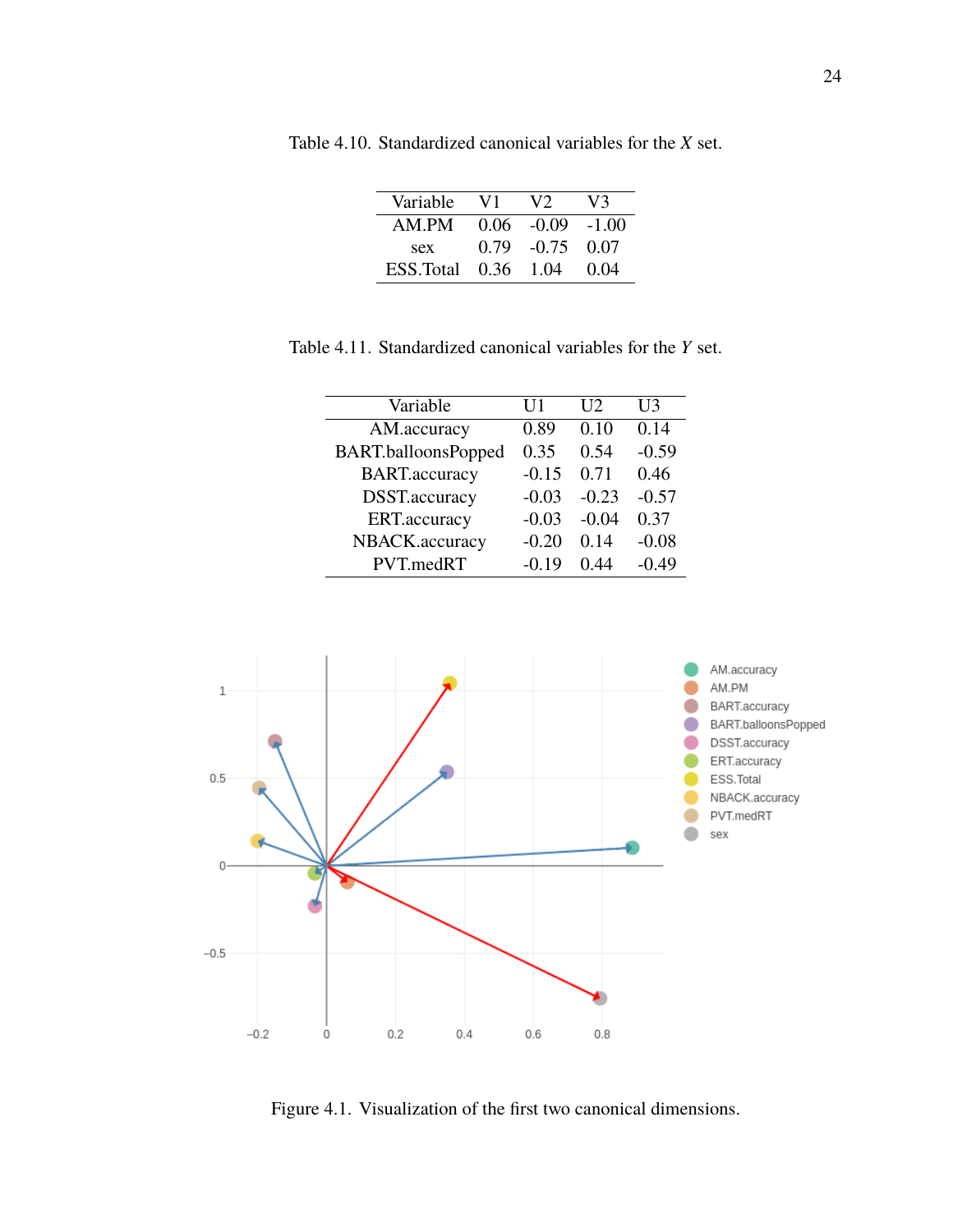Table 4.10. Standardized canonical variables for the $X$ set.

| Variable | V1 | V2 | V3 |
|---|---|---|---|
| AM.PM | 0.06 | -0.09 | -1.00 |
| sex | 0.79 | -0.75 | 0.07 |
| ESS.Total | 0.36 | 1.04 | 0.04 |

Table 4.11. Standardized canonical variables for the $Y$ set.

| Variable | U1 | U2 | U3 |
|---|---|---|---|
| AM.accuracy | 0.89 | 0.10 | 0.14 |
| BART.balloonsPopped | 0.35 | 0.54 | -0.59 |
| BART.accuracy | -0.15 | 0.71 | 0.46 |
| DSST.accuracy | -0.03 | -0.23 | -0.57 |
| ERT.accuracy | -0.03 | -0.04 | 0.37 |
| NBACK.accuracy | -0.20 | 0.14 | -0.08 |
| PVT.medRT | -0.19 | 0.44 | -0.49 |

Figure 4.1. Visualization of the first two canonical dimensions.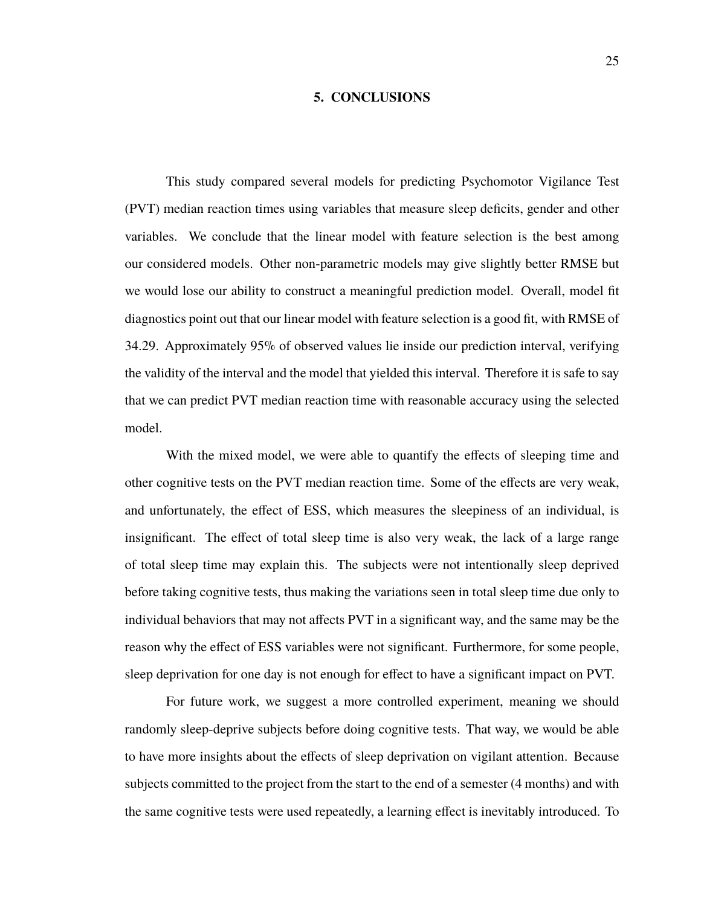# 5. CONCLUSIONS

This study compared several models for predicting Psychomotor Vigilance Test (PVT) median reaction times using variables that measure sleep deficits, gender and other variables. We conclude that the linear model with feature selection is the best among our considered models. Other non-parametric models may give slightly better RMSE but we would lose our ability to construct a meaningful prediction model. Overall, model fit diagnostics point out that our linear model with feature selection is a good fit, with RMSE of 34.29. Approximately 95% of observed values lie inside our prediction interval, verifying the validity of the interval and the model that yielded this interval. Therefore it is safe to say that we can predict PVT median reaction time with reasonable accuracy using the selected model.

With the mixed model, we were able to quantify the effects of sleeping time and other cognitive tests on the PVT median reaction time. Some of the effects are very weak, and unfortunately, the effect of ESS, which measures the sleepiness of an individual, is insignificant. The effect of total sleep time is also very weak, the lack of a large range of total sleep time may explain this. The subjects were not intentionally sleep deprived before taking cognitive tests, thus making the variations seen in total sleep time due only to individual behaviors that may not affects PVT in a significant way, and the same may be the reason why the effect of ESS variables were not significant. Furthermore, for some people, sleep deprivation for one day is not enough for effect to have a significant impact on PVT.

For future work, we suggest a more controlled experiment, meaning we should randomly sleep-deprive subjects before doing cognitive tests. That way, we would be able to have more insights about the effects of sleep deprivation on vigilant attention. Because subjects committed to the project from the start to the end of a semester (4 months) and with the same cognitive tests were used repeatedly, a learning effect is inevitably introduced. To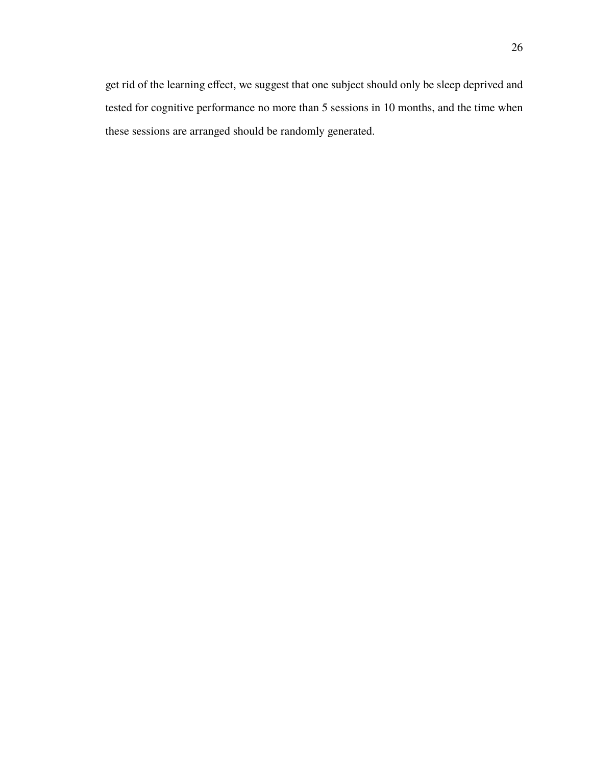get rid of the learning effect, we suggest that one subject should only be sleep deprived and tested for cognitive performance no more than 5 sessions in 10 months, and the time when these sessions are arranged should be randomly generated.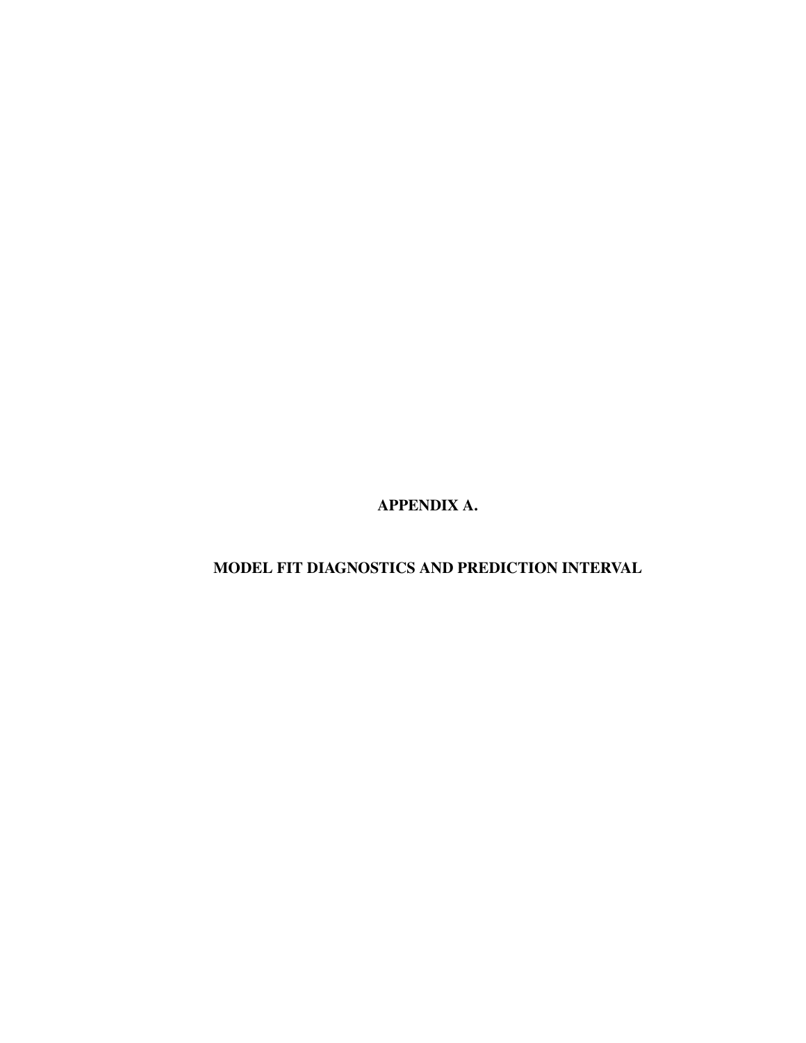# APPENDIX A.

# MODEL FIT DIAGNOSTICS AND PREDICTION INTERVAL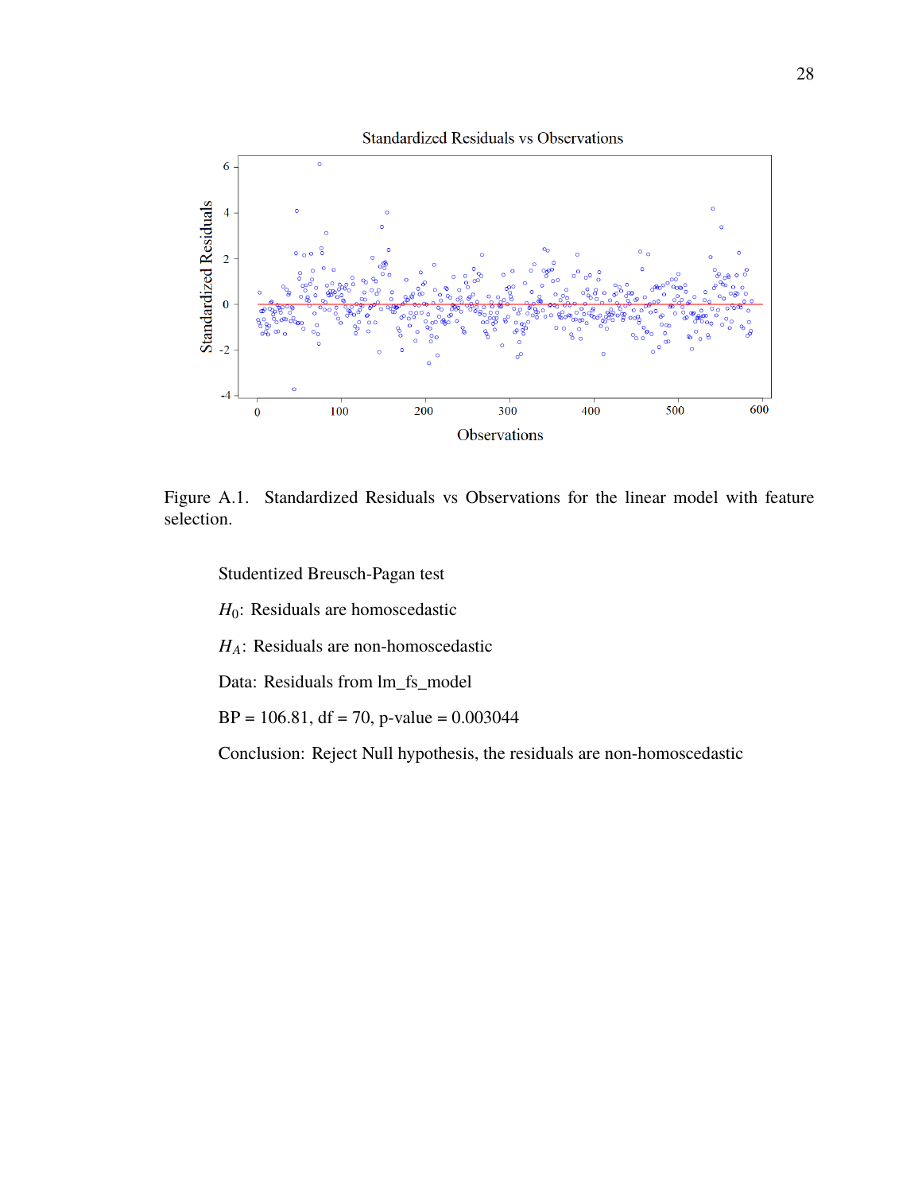Figure A.1. Standardized Residuals vs Observations for the linear model with feature selection.

Studentized Breusch-Pagan test

$H_0$: Residuals are homoscedastic

$H_A$: Residuals are non-homoscedastic

Data: Residuals from lm_fs_model

BP = 106.81, df = 70, p-value = 0.003044

Conclusion: Reject Null hypothesis, the residuals are non-homoscedastic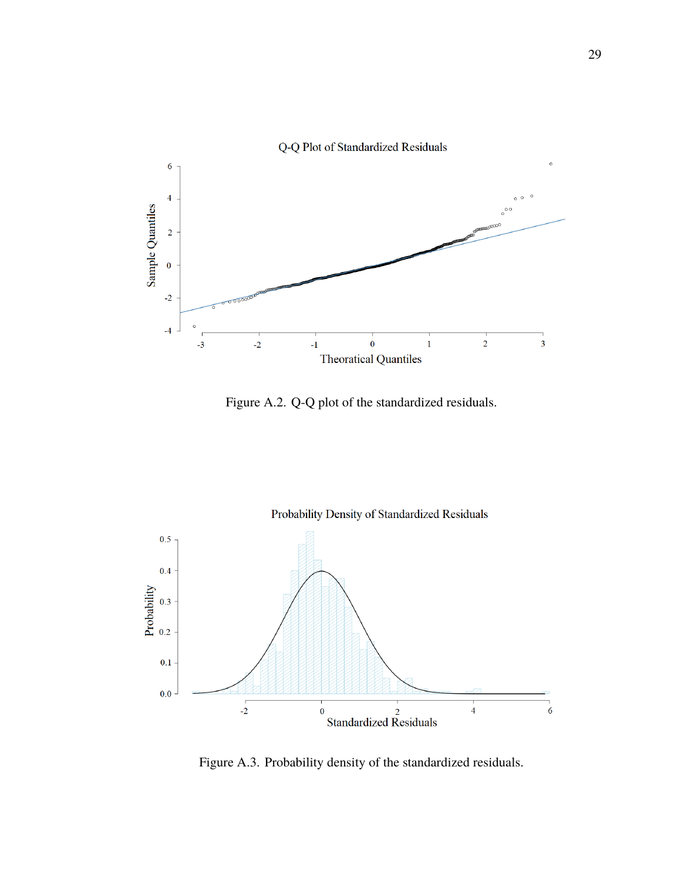Figure A.2. Q-Q plot of the standardized residuals.

Figure A.3. Probability density of the standardized residuals.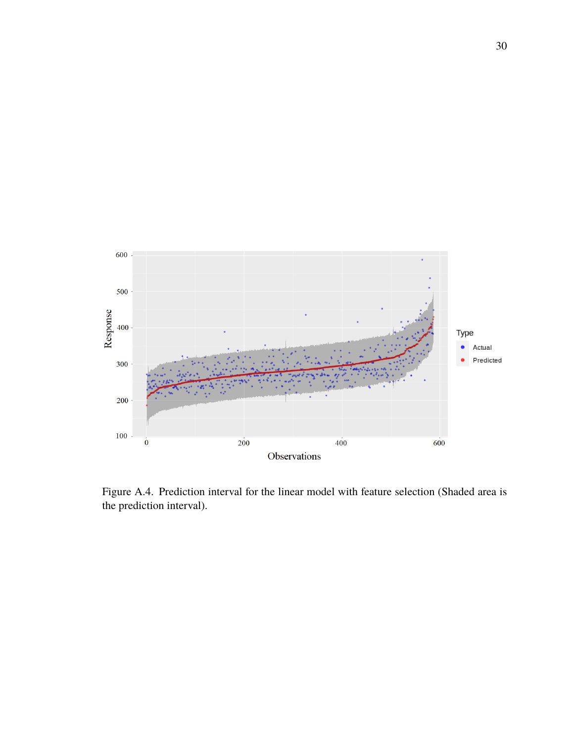Figure A.4. Prediction interval for the linear model with feature selection (Shaded area is the prediction interval).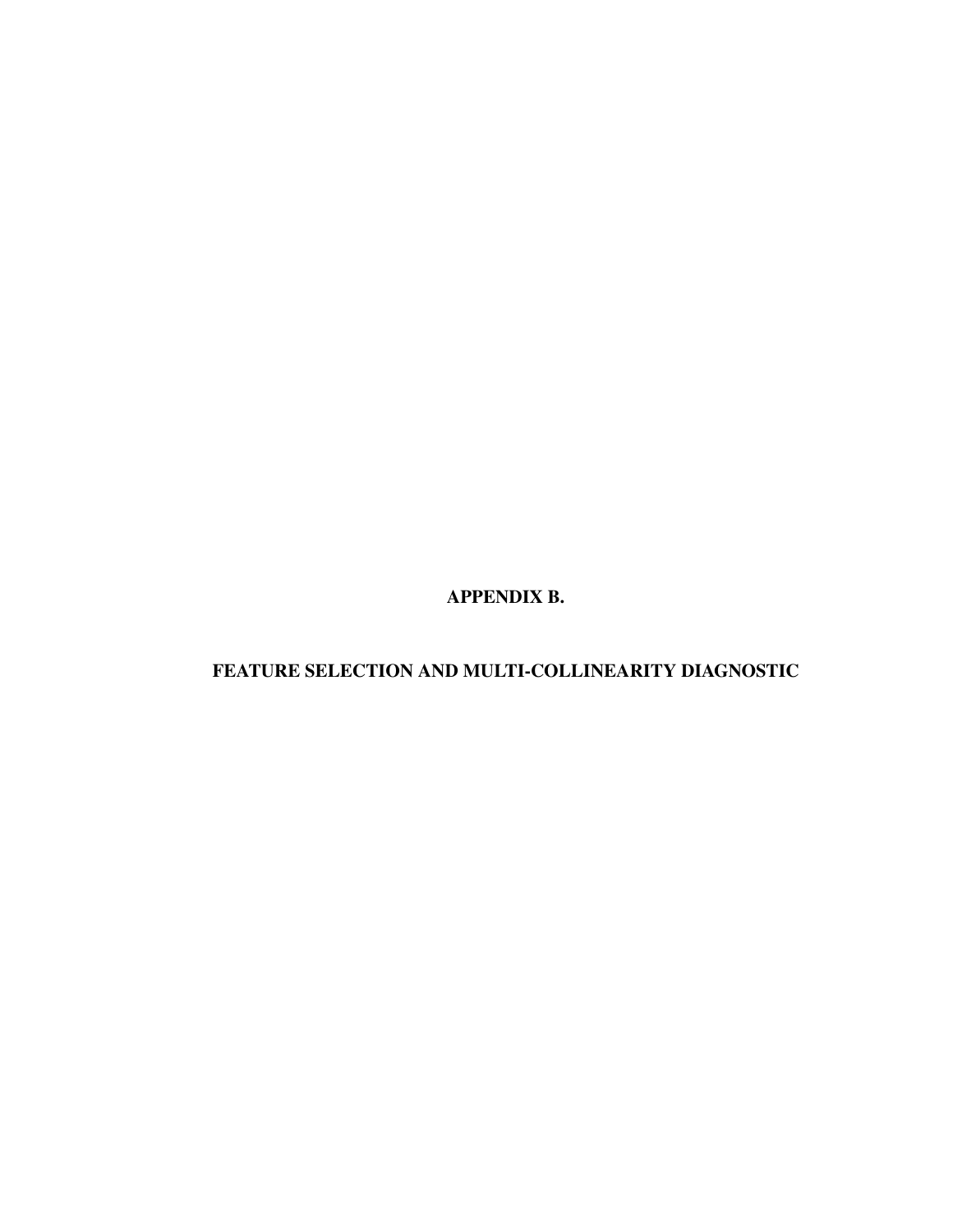# APPENDIX B.

## FEATURE SELECTION AND MULTI-COLLINEARITY DIAGNOSTIC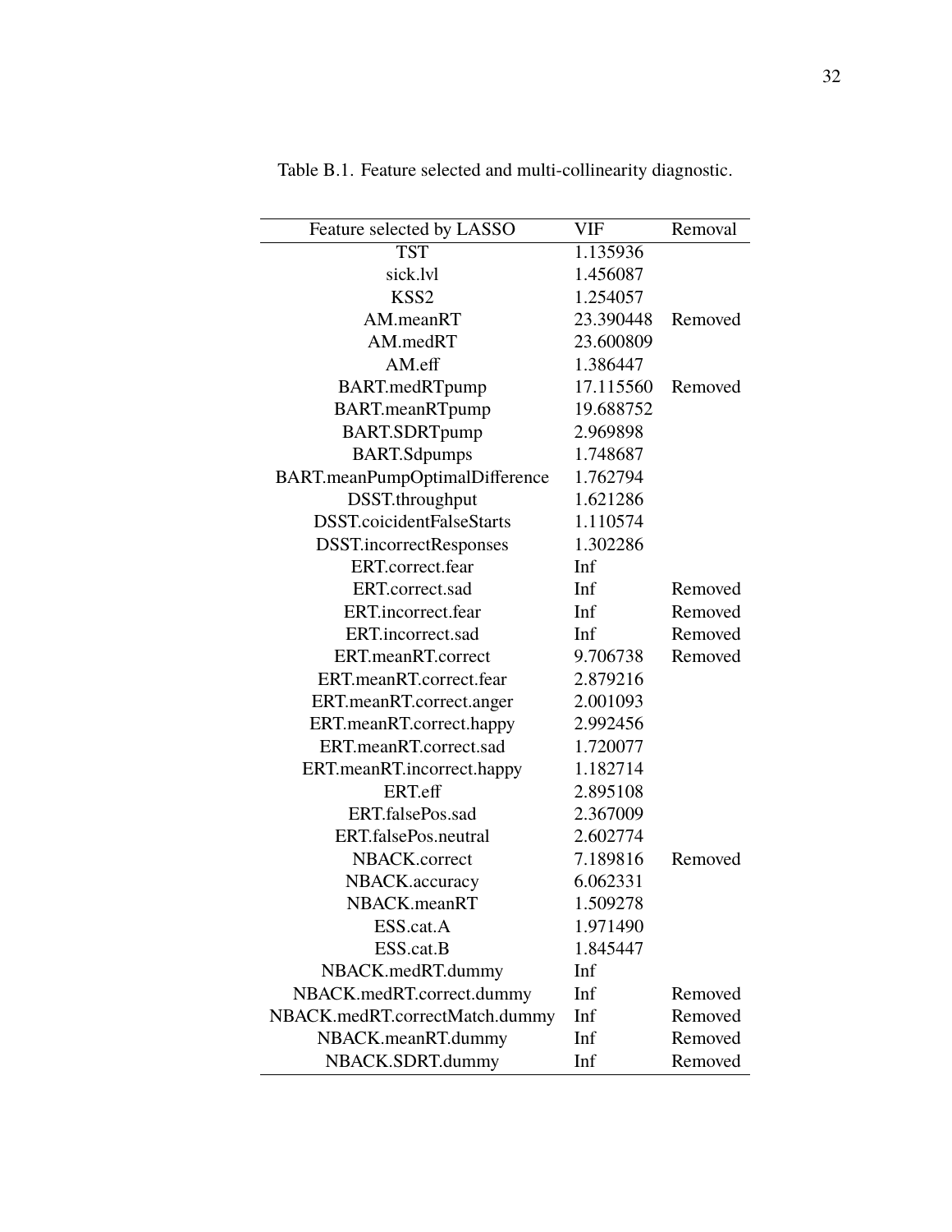Table B.1. Feature selected and multi-collinearity diagnostic.

| Feature selected by LASSO | VIF | Removal |
|---|---|---|
| TST | 1.135936 | |
| sick.lvl | 1.456087 | |
| KSS2 | 1.254057 | |
| AM.meanRT | 23.390448 | Removed |
| AM.medRT | 23.600809 | |
| AM.eff | 1.386447 | |
| BART.medRTpump | 17.115560 | Removed |
| BART.meanRTpump | 19.688752 | |
| BART.SDRTpump | 2.969898 | |
| BART.Sdpumps | 1.748687 | |
| BART.meanPumpOptimalDifference | 1.762794 | |
| DSST.throughput | 1.621286 | |
| DSST.coicidentFalseStarts | 1.110574 | |
| DSST.incorrectResponses | 1.302286 | |
| ERT.correct.fear | Inf | |
| ERT.correct.sad | Inf | Removed |
| ERT.incorrect.fear | Inf | Removed |
| ERT.incorrect.sad | Inf | Removed |
| ERT.meanRT.correct | 9.706738 | Removed |
| ERT.meanRT.correct.fear | 2.879216 | |
| ERT.meanRT.correct.anger | 2.001093 | |
| ERT.meanRT.correct.happy | 2.992456 | |
| ERT.meanRT.correct.sad | 1.720077 | |
| ERT.meanRT.incorrect.happy | 1.182714 | |
| ERT.eff | 2.895108 | |
| ERT.falsePos.sad | 2.367009 | |
| ERT.falsePos.neutral | 2.602774 | |
| NBACK.correct | 7.189816 | Removed |
| NBACK.accuracy | 6.062331 | |
| NBACK.meanRT | 1.509278 | |
| ESS.cat.A | 1.971490 | |
| ESS.cat.B | 1.845447 | |
| NBACK.medRT.dummy | Inf | |
| NBACK.medRT.correct.dummy | Inf | Removed |
| NBACK.medRT.correctMatch.dummy | Inf | Removed |
| NBACK.meanRT.dummy | Inf | Removed |
| NBACK.SDRT.dummy | Inf | Removed |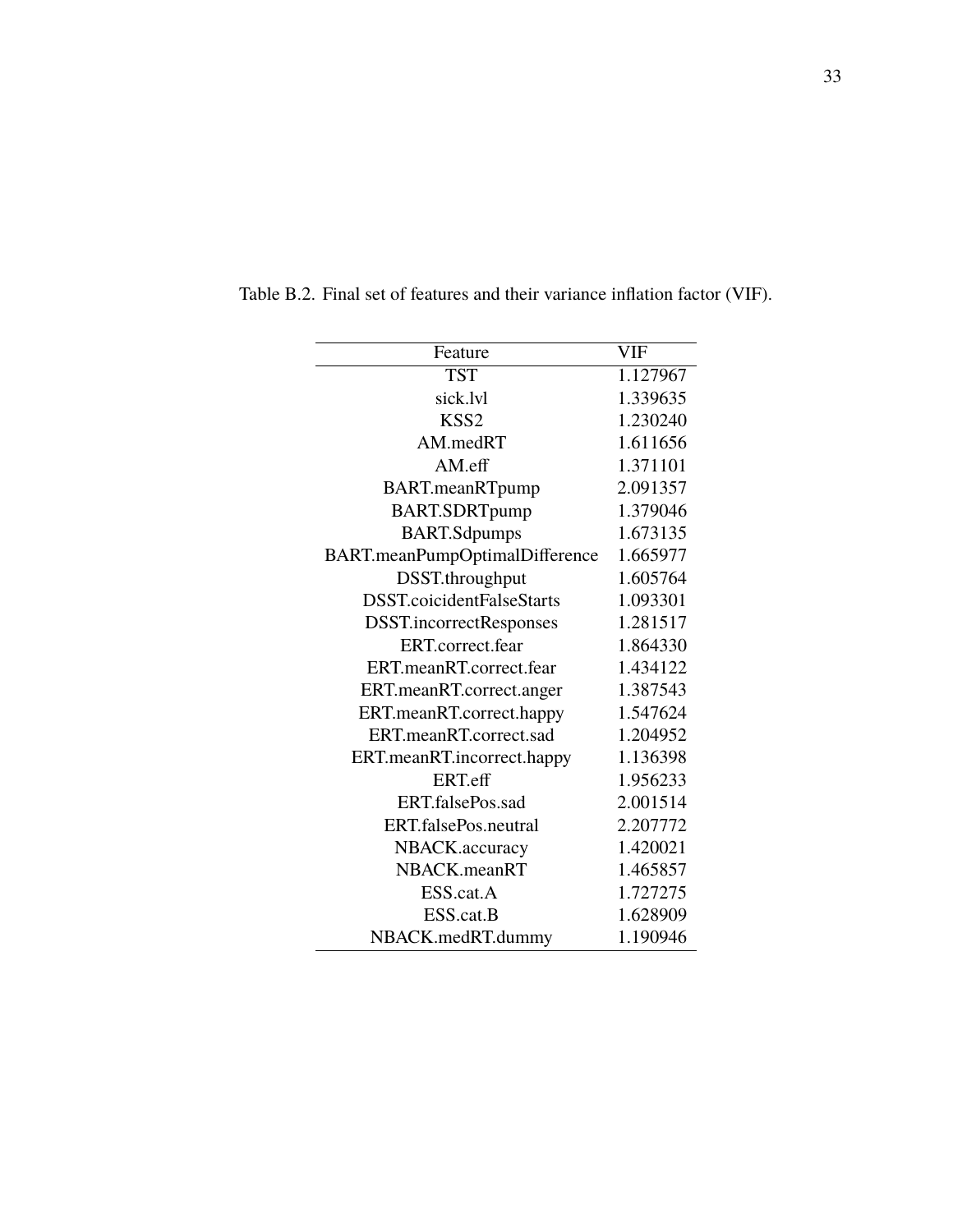Table B.2. Final set of features and their variance inflation factor (VIF).

| Feature | VIF |
|---|---|
| TST | 1.127967 |
| sick.lvl | 1.339635 |
| KSS2 | 1.230240 |
| AM.medRT | 1.611656 |
| AM.eff | 1.371101 |
| BART.meanRTpump | 2.091357 |
| BART.SDRTpump | 1.379046 |
| BART.Sdpumps | 1.673135 |
| BART.meanPumpOptimalDifference | 1.665977 |
| DSST.throughput | 1.605764 |
| DSST.coicidentFalseStarts | 1.093301 |
| DSST.incorrectResponses | 1.281517 |
| ERT.correct.fear | 1.864330 |
| ERT.meanRT.correct.fear | 1.434122 |
| ERT.meanRT.correct.anger | 1.387543 |
| ERT.meanRT.correct.happy | 1.547624 |
| ERT.meanRT.correct.sad | 1.204952 |
| ERT.meanRT.incorrect.happy | 1.136398 |
| ERT.eff | 1.956233 |
| ERT.falsePos.sad | 2.001514 |
| ERT.falsePos.neutral | 2.207772 |
| NBACK.accuracy | 1.420021 |
| NBACK.meanRT | 1.465857 |
| ESS.cat.A | 1.727275 |
| ESS.cat.B | 1.628909 |
| NBACK.medRT.dummy | 1.190946 |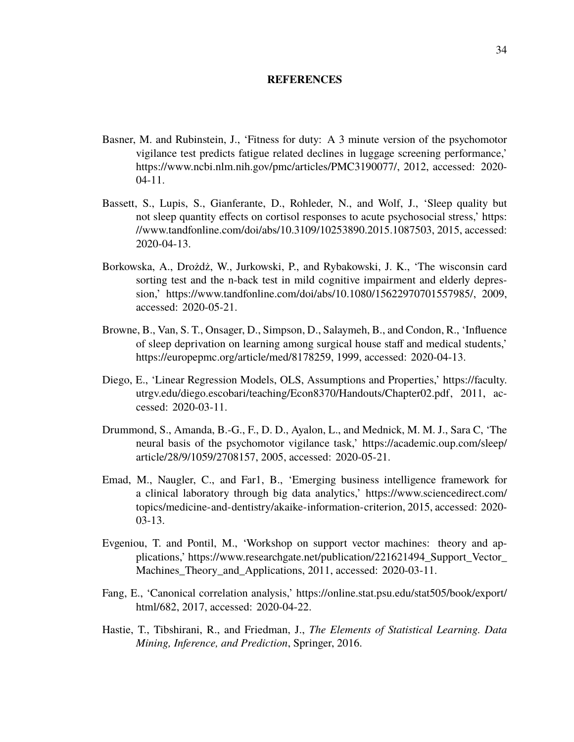# REFERENCES

Basner, M. and Rubinstein, J., 'Fitness for duty: A 3 minute version of the psychomotor vigilance test predicts fatigue related declines in luggage screening performance,' https://www.ncbi.nlm.nih.gov/pmc/articles/PMC3190077/, 2012, accessed: 2020-04-11.

Bassett, S., Lupis, S., Gianferante, D., Rohleder, N., and Wolf, J., 'Sleep quality but not sleep quantity effects on cortisol responses to acute psychosocial stress,' https://www.tandfonline.com/doi/abs/10.3109/10253890.2015.1087503, 2015, accessed: 2020-04-13.

Borkowska, A., Drożdż, W., Jurkowski, P., and Rybakowski, J. K., 'The wisconsin card sorting test and the n-back test in mild cognitive impairment and elderly depression,' https://www.tandfonline.com/doi/abs/10.1080/15622970701557985/, 2009, accessed: 2020-05-21.

Browne, B., Van, S. T., Onsager, D., Simpson, D., Salaymeh, B., and Condon, R., 'Influence of sleep deprivation on learning among surgical house staff and medical students,' https://europepmc.org/article/med/8178259, 1999, accessed: 2020-04-13.

Diego, E., 'Linear Regression Models, OLS, Assumptions and Properties,' https://faculty.utrgv.edu/diego.escobari/teaching/Econ8370/Handouts/Chapter02.pdf, 2011, accessed: 2020-03-11.

Drummond, S., Amanda, B.-G., F., D. D., Ayalon, L., and Mednick, M. M. J., Sara C, 'The neural basis of the psychomotor vigilance task,' https://academic.oup.com/sleep/article/28/9/1059/2708157, 2005, accessed: 2020-05-21.

Emad, M., Naugler, C., and Far1, B., 'Emerging business intelligence framework for a clinical laboratory through big data analytics,' https://www.sciencedirect.com/topics/medicine-and-dentistry/akaike-information-criterion, 2015, accessed: 2020-03-13.

Evgeniou, T. and Pontil, M., 'Workshop on support vector machines: theory and applications,' https://www.researchgate.net/publication/221621494_Support_Vector_Machines_Theory_and_Applications, 2011, accessed: 2020-03-11.

Fang, E., 'Canonical correlation analysis,' https://online.stat.psu.edu/stat505/book/export/html/682, 2017, accessed: 2020-04-22.

Hastie, T., Tibshirani, R., and Friedman, J., *The Elements of Statistical Learning. Data Mining, Inference, and Prediction*, Springer, 2016.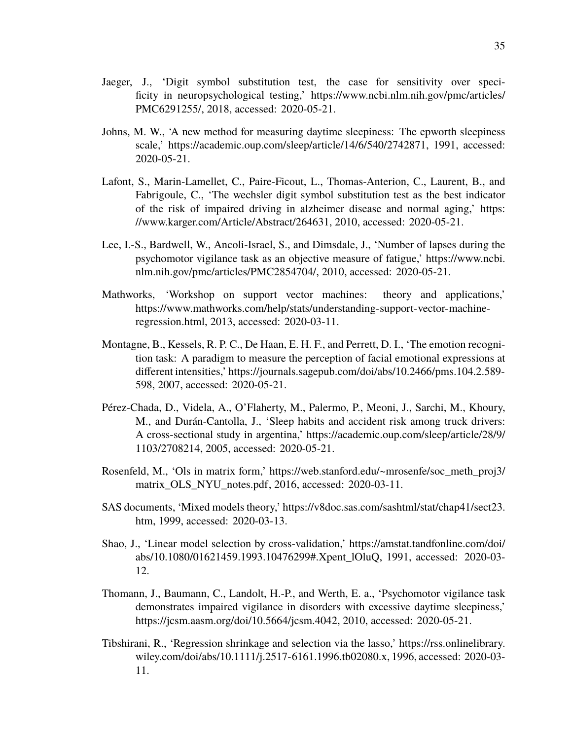Jaeger, J., 'Digit symbol substitution test, the case for sensitivity over specificity in neuropsychological testing,' https://www.ncbi.nlm.nih.gov/pmc/articles/PMC6291255/, 2018, accessed: 2020-05-21.

Johns, M. W., 'A new method for measuring daytime sleepiness: The epworth sleepiness scale,' https://academic.oup.com/sleep/article/14/6/540/2742871, 1991, accessed: 2020-05-21.

Lafont, S., Marin-Lamellet, C., Paire-Ficout, L., Thomas-Anterion, C., Laurent, B., and Fabrigoule, C., 'The wechsler digit symbol substitution test as the best indicator of the risk of impaired driving in alzheimer disease and normal aging,' https://www.karger.com/Article/Abstract/264631, 2010, accessed: 2020-05-21.

Lee, I.-S., Bardwell, W., Ancoli-Israel, S., and Dimsdale, J., 'Number of lapses during the psychomotor vigilance task as an objective measure of fatigue,' https://www.ncbi.nlm.nih.gov/pmc/articles/PMC2854704/, 2010, accessed: 2020-05-21.

Mathworks, 'Workshop on support vector machines: theory and applications,' https://www.mathworks.com/help/stats/understanding-support-vector-machine-regression.html, 2013, accessed: 2020-03-11.

Montagne, B., Kessels, R. P. C., De Haan, E. H. F., and Perrett, D. I., 'The emotion recognition task: A paradigm to measure the perception of facial emotional expressions at different intensities,' https://journals.sagepub.com/doi/abs/10.2466/pms.104.2.589-598, 2007, accessed: 2020-05-21.

Pérez-Chada, D., Videla, A., O'Flaherty, M., Palermo, P., Meoni, J., Sarchi, M., Khoury, M., and Durán-Cantolla, J., 'Sleep habits and accident risk among truck drivers: A cross-sectional study in argentina,' https://academic.oup.com/sleep/article/28/9/1103/2708214, 2005, accessed: 2020-05-21.

Rosenfeld, M., 'Ols in matrix form,' https://web.stanford.edu/~mrosenfe/soc_meth_proj3/matrix_OLS_NYU_notes.pdf, 2016, accessed: 2020-03-11.

SAS documents, 'Mixed models theory,' https://v8doc.sas.com/sashtml/stat/chap41/sect23.htm, 1999, accessed: 2020-03-13.

Shao, J., 'Linear model selection by cross-validation,' https://amstat.tandfonline.com/doi/abs/10.1080/01621459.1993.10476299#.Xpent_lOluQ, 1991, accessed: 2020-03-12.

Thomann, J., Baumann, C., Landolt, H.-P., and Werth, E. a., 'Psychomotor vigilance task demonstrates impaired vigilance in disorders with excessive daytime sleepiness,' https://jcsm.aasm.org/doi/10.5664/jcsm.4042, 2010, accessed: 2020-05-21.

Tibshirani, R., 'Regression shrinkage and selection via the lasso,' https://rss.onlinelibrary.wiley.com/doi/abs/10.1111/j.2517-6161.1996.tb02080.x, 1996, accessed: 2020-03-11.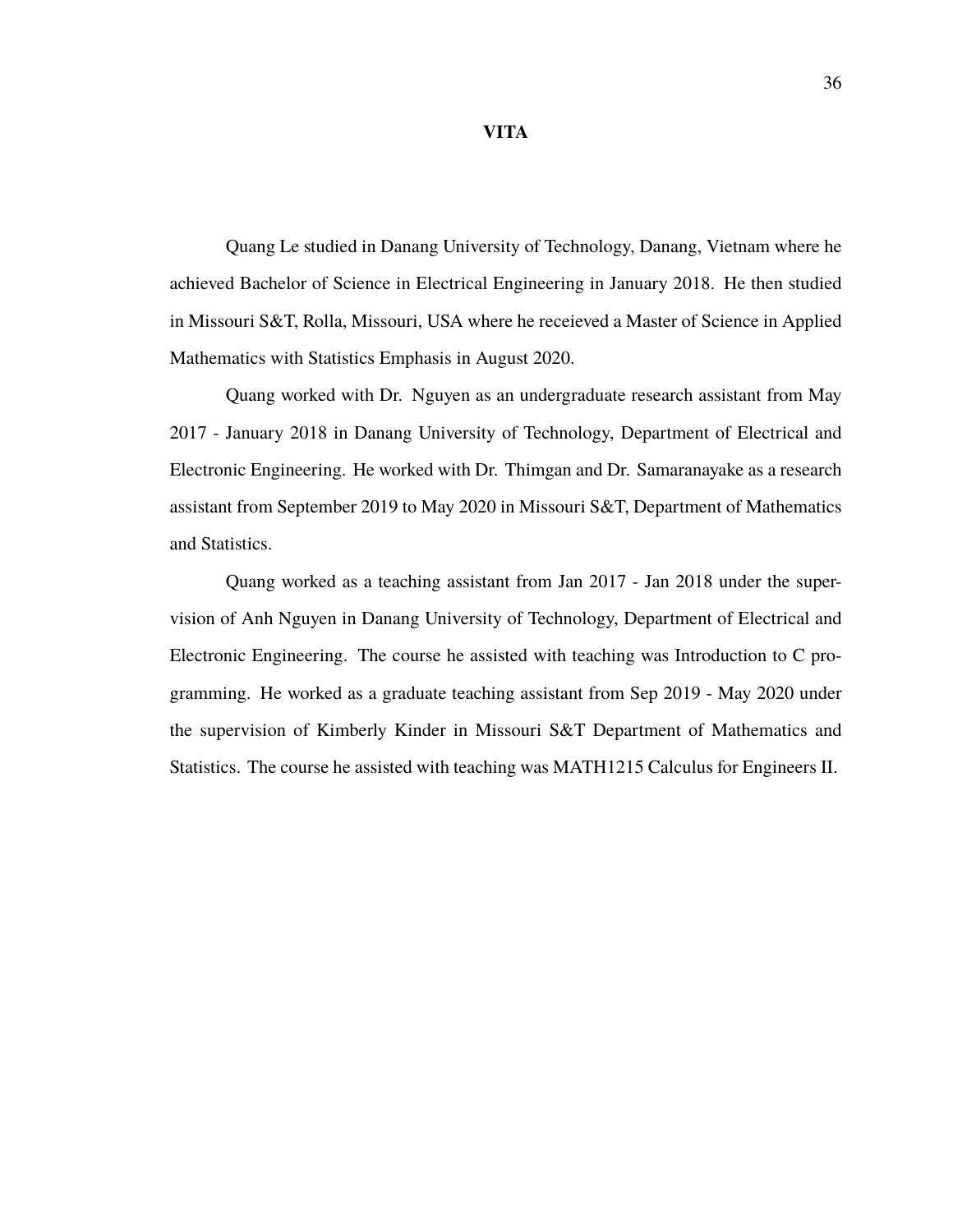# VITA

Quang Le studied in Danang University of Technology, Danang, Vietnam where he achieved Bachelor of Science in Electrical Engineering in January 2018. He then studied in Missouri S&T, Rolla, Missouri, USA where he receieved a Master of Science in Applied Mathematics with Statistics Emphasis in August 2020.

Quang worked with Dr. Nguyen as an undergraduate research assistant from May 2017 - January 2018 in Danang University of Technology, Department of Electrical and Electronic Engineering. He worked with Dr. Thimgan and Dr. Samaranayake as a research assistant from September 2019 to May 2020 in Missouri S&T, Department of Mathematics and Statistics.

Quang worked as a teaching assistant from Jan 2017 - Jan 2018 under the supervision of Anh Nguyen in Danang University of Technology, Department of Electrical and Electronic Engineering. The course he assisted with teaching was Introduction to C programming. He worked as a graduate teaching assistant from Sep 2019 - May 2020 under the supervision of Kimberly Kinder in Missouri S&T Department of Mathematics and Statistics. The course he assisted with teaching was MATH1215 Calculus for Engineers II.